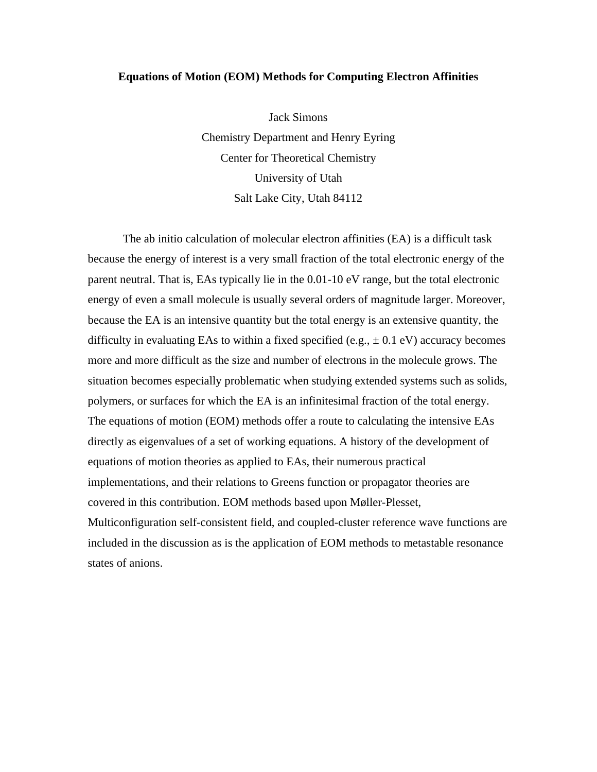# Equations of Motion (EOM) Methods for Computing Electron Affinities

Jack Simons
Chemistry Department and Henry Eyring
Center for Theoretical Chemistry
University of Utah
Salt Lake City, Utah 84112

The ab initio calculation of molecular electron affinities (EA) is a difficult task because the energy of interest is a very small fraction of the total electronic energy of the parent neutral. That is, EAs typically lie in the 0.01-10 eV range, but the total electronic energy of even a small molecule is usually several orders of magnitude larger. Moreover, because the EA is an intensive quantity but the total energy is an extensive quantity, the difficulty in evaluating EAs to within a fixed specified (e.g., ± 0.1 eV) accuracy becomes more and more difficult as the size and number of electrons in the molecule grows. The situation becomes especially problematic when studying extended systems such as solids, polymers, or surfaces for which the EA is an infinitesimal fraction of the total energy. The equations of motion (EOM) methods offer a route to calculating the intensive EAs directly as eigenvalues of a set of working equations. A history of the development of equations of motion theories as applied to EAs, their numerous practical implementations, and their relations to Greens function or propagator theories are covered in this contribution. EOM methods based upon Møller-Plesset, Multiconfiguration self-consistent field, and coupled-cluster reference wave functions are included in the discussion as is the application of EOM methods to metastable resonance states of anions.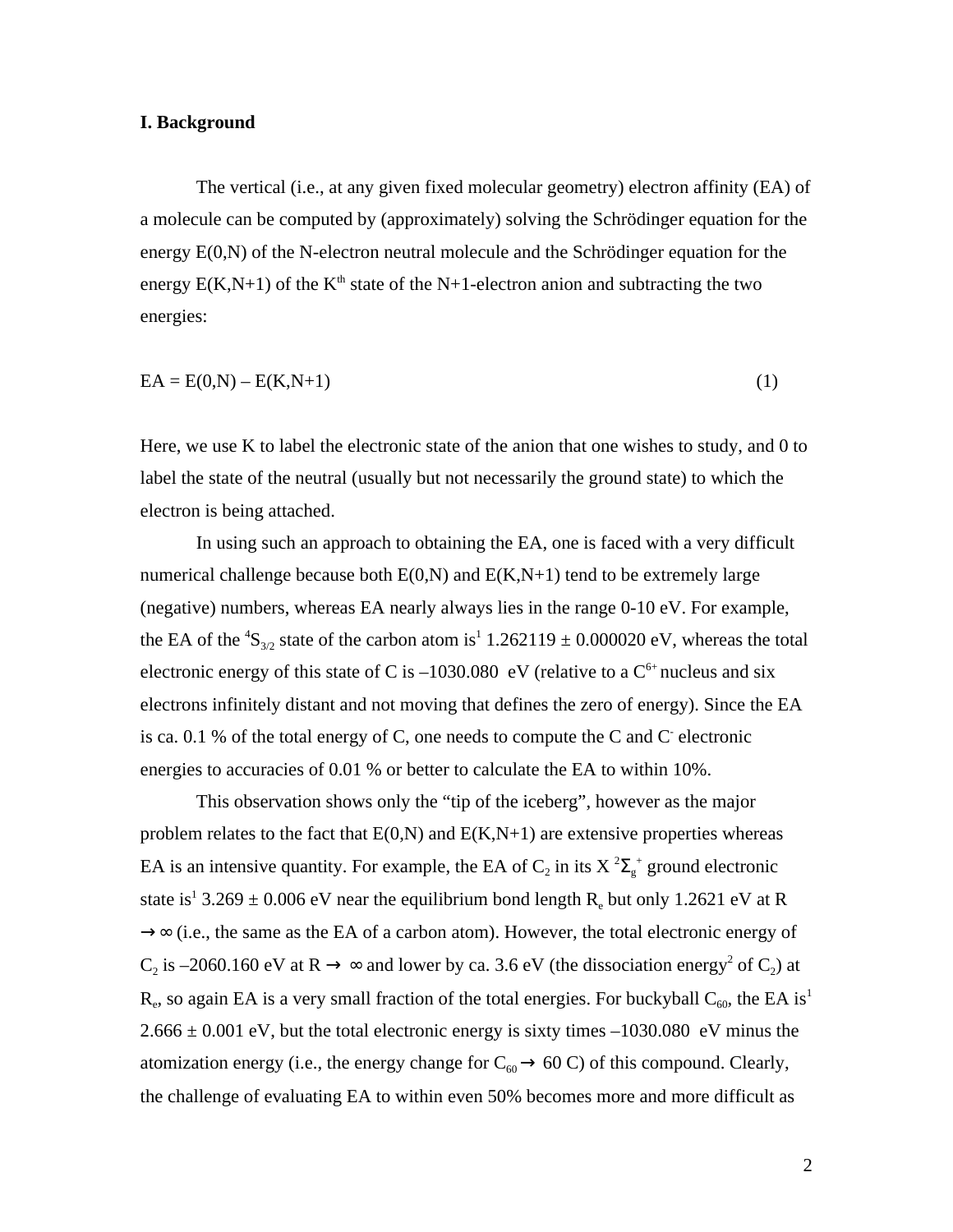## I. Background

The vertical (i.e., at any given fixed molecular geometry) electron affinity (EA) of a molecule can be computed by (approximately) solving the Schrödinger equation for the energy E(0,N) of the N-electron neutral molecule and the Schrödinger equation for the energy E(K,N+1) of the $K^{th}$ state of the N+1-electron anion and subtracting the two energies:

$$EA = E(0,N) - E(K,N+1) \quad (1)$$

Here, we use K to label the electronic state of the anion that one wishes to study, and 0 to label the state of the neutral (usually but not necessarily the ground state) to which the electron is being attached.

In using such an approach to obtaining the EA, one is faced with a very difficult numerical challenge because both E(0,N) and E(K,N+1) tend to be extremely large (negative) numbers, whereas EA nearly always lies in the range 0-10 eV. For example, the EA of the $^4S_{3/2}$ state of the carbon atom is[1] 1.262119 ± 0.000020 eV, whereas the total electronic energy of this state of C is –1030.080 eV (relative to a $C^{6+}$ nucleus and six electrons infinitely distant and not moving that defines the zero of energy). Since the EA is ca. 0.1 % of the total energy of C, one needs to compute the C and $C^-$ electronic energies to accuracies of 0.01 % or better to calculate the EA to within 10%.

This observation shows only the "tip of the iceberg", however as the major problem relates to the fact that E(0,N) and E(K,N+1) are extensive properties whereas EA is an intensive quantity. For example, the EA of $C_2$ in its X $^2\Sigma_g^+$ ground electronic state is[1] 3.269 ± 0.006 eV near the equilibrium bond length $R_e$ but only 1.2621 eV at R $\rightarrow \infty$ (i.e., the same as the EA of a carbon atom). However, the total electronic energy of $C_2$ is –2060.160 eV at R $\rightarrow \infty$ and lower by ca. 3.6 eV (the dissociation energy[2] of $C_2$) at $R_e$, so again EA is a very small fraction of the total energies. For buckyball $C_{60}$, the EA is[1] 2.666 ± 0.001 eV, but the total electronic energy is sixty times –1030.080 eV minus the atomization energy (i.e., the energy change for $C_{60} \rightarrow$ 60 C) of this compound. Clearly, the challenge of evaluating EA to within even 50% becomes more and more difficult as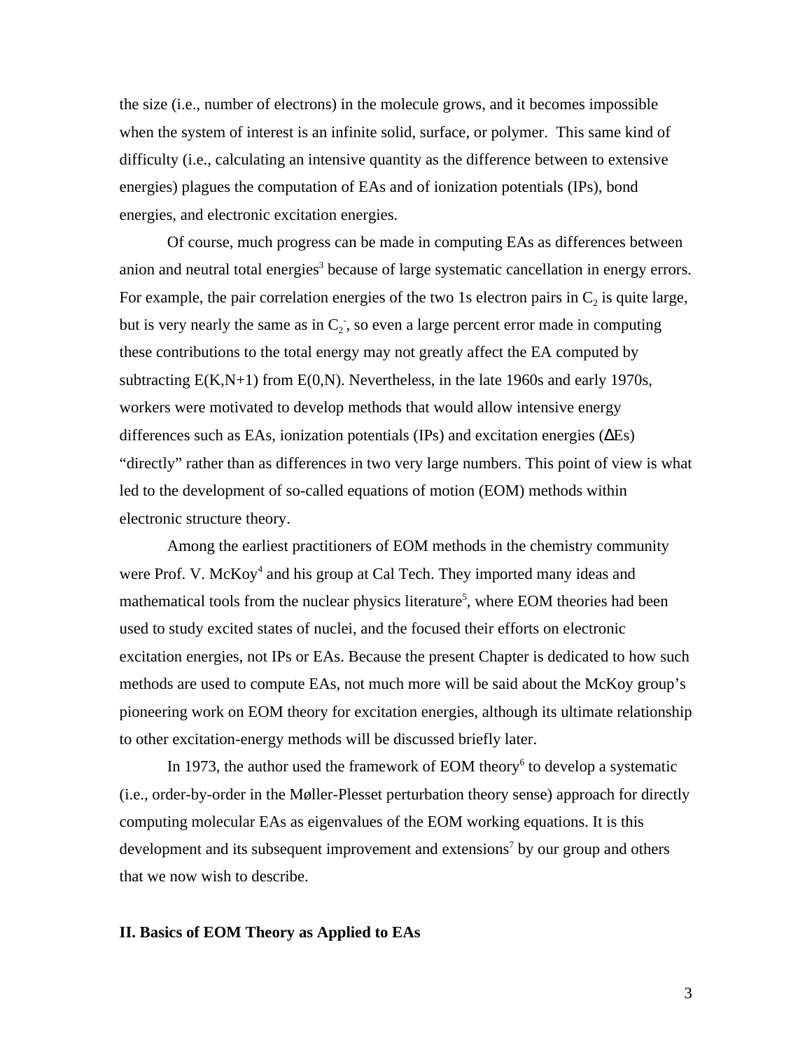the size (i.e., number of electrons) in the molecule grows, and it becomes impossible when the system of interest is an infinite solid, surface, or polymer. This same kind of difficulty (i.e., calculating an intensive quantity as the difference between to extensive energies) plagues the computation of EAs and of ionization potentials (IPs), bond energies, and electronic excitation energies.

Of course, much progress can be made in computing EAs as differences between anion and neutral total energies[3] because of large systematic cancellation in energy errors. For example, the pair correlation energies of the two 1s electron pairs in $C_2$ is quite large, but is very nearly the same as in $C_2^-$, so even a large percent error made in computing these contributions to the total energy may not greatly affect the EA computed by subtracting E(K,N+1) from E(0,N). Nevertheless, in the late 1960s and early 1970s, workers were motivated to develop methods that would allow intensive energy differences such as EAs, ionization potentials (IPs) and excitation energies ($\Delta$Es) "directly" rather than as differences in two very large numbers. This point of view is what led to the development of so-called equations of motion (EOM) methods within electronic structure theory.

Among the earliest practitioners of EOM methods in the chemistry community were Prof. V. McKoy[4] and his group at Cal Tech. They imported many ideas and mathematical tools from the nuclear physics literature[5], where EOM theories had been used to study excited states of nuclei, and the focused their efforts on electronic excitation energies, not IPs or EAs. Because the present Chapter is dedicated to how such methods are used to compute EAs, not much more will be said about the McKoy group's pioneering work on EOM theory for excitation energies, although its ultimate relationship to other excitation-energy methods will be discussed briefly later.

In 1973, the author used the framework of EOM theory[6] to develop a systematic (i.e., order-by-order in the Møller-Plesset perturbation theory sense) approach for directly computing molecular EAs as eigenvalues of the EOM working equations. It is this development and its subsequent improvement and extensions[7] by our group and others that we now wish to describe.

## II. Basics of EOM Theory as Applied to EAs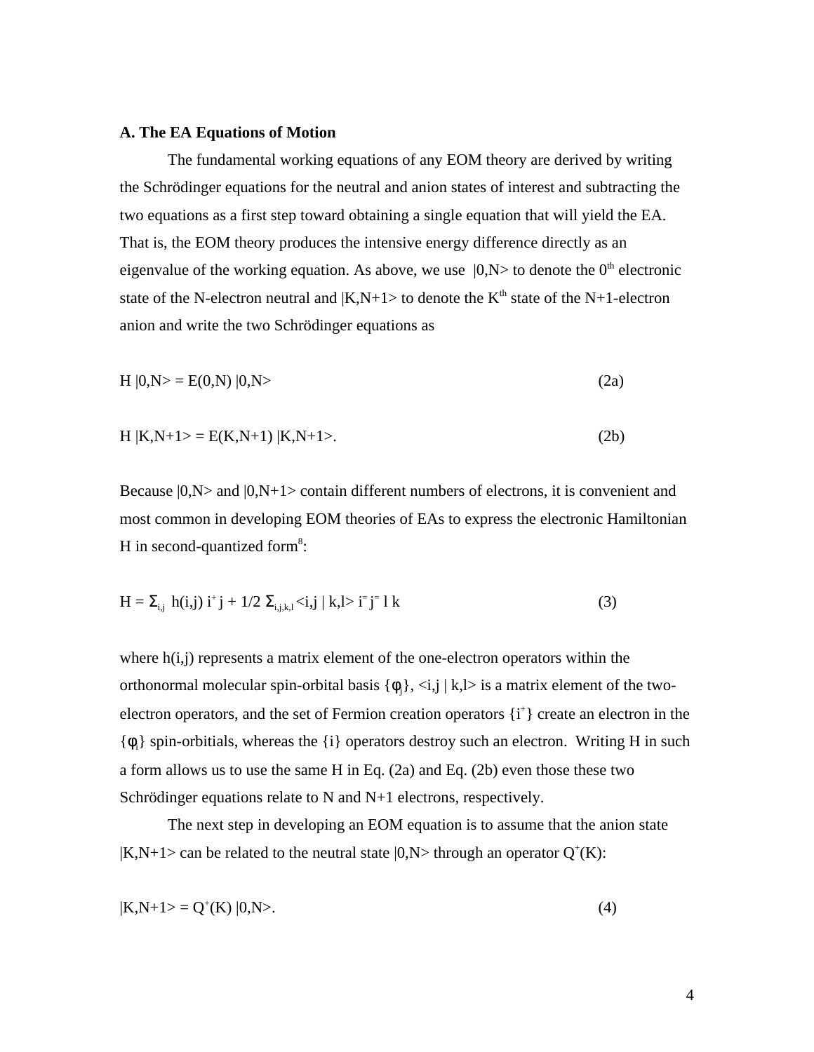**A. The EA Equations of Motion**

The fundamental working equations of any EOM theory are derived by writing the Schrödinger equations for the neutral and anion states of interest and subtracting the two equations as a first step toward obtaining a single equation that will yield the EA. That is, the EOM theory produces the intensive energy difference directly as an eigenvalue of the working equation. As above, we use $|0,N\rangle$ to denote the $0^{th}$ electronic state of the N-electron neutral and $|K,N+1\rangle$ to denote the $K^{th}$ state of the N+1-electron anion and write the two Schrödinger equations as

$$H |0,N\rangle = E(0,N) |0,N\rangle \tag{2a}$$

$$H |K,N+1\rangle = E(K,N+1) |K,N+1\rangle. \tag{2b}$$

Because $|0,N\rangle$ and $|0,N+1\rangle$ contain different numbers of electrons, it is convenient and most common in developing EOM theories of EAs to express the electronic Hamiltonian H in second-quantized form[8]:

$$H = \Sigma_{i,j}\ h(i,j)\ i^+ j + 1/2\ \Sigma_{i,j,k,l} \langle i,j \mid k,l\rangle\ i^+ j^+ l\ k \tag{3}$$

where h(i,j) represents a matrix element of the one-electron operators within the orthonormal molecular spin-orbital basis $\{\phi_j\}$, $\langle i,j \mid k,l\rangle$ is a matrix element of the two-electron operators, and the set of Fermion creation operators $\{i^+\}$ create an electron in the $\{\phi_i\}$ spin-orbitials, whereas the {i} operators destroy such an electron. Writing H in such a form allows us to use the same H in Eq. (2a) and Eq. (2b) even those these two Schrödinger equations relate to N and N+1 electrons, respectively.

The next step in developing an EOM equation is to assume that the anion state $|K,N+1\rangle$ can be related to the neutral state $|0,N\rangle$ through an operator $Q^+(K)$:

$$|K,N+1\rangle = Q^+(K) |0,N\rangle. \tag{4}$$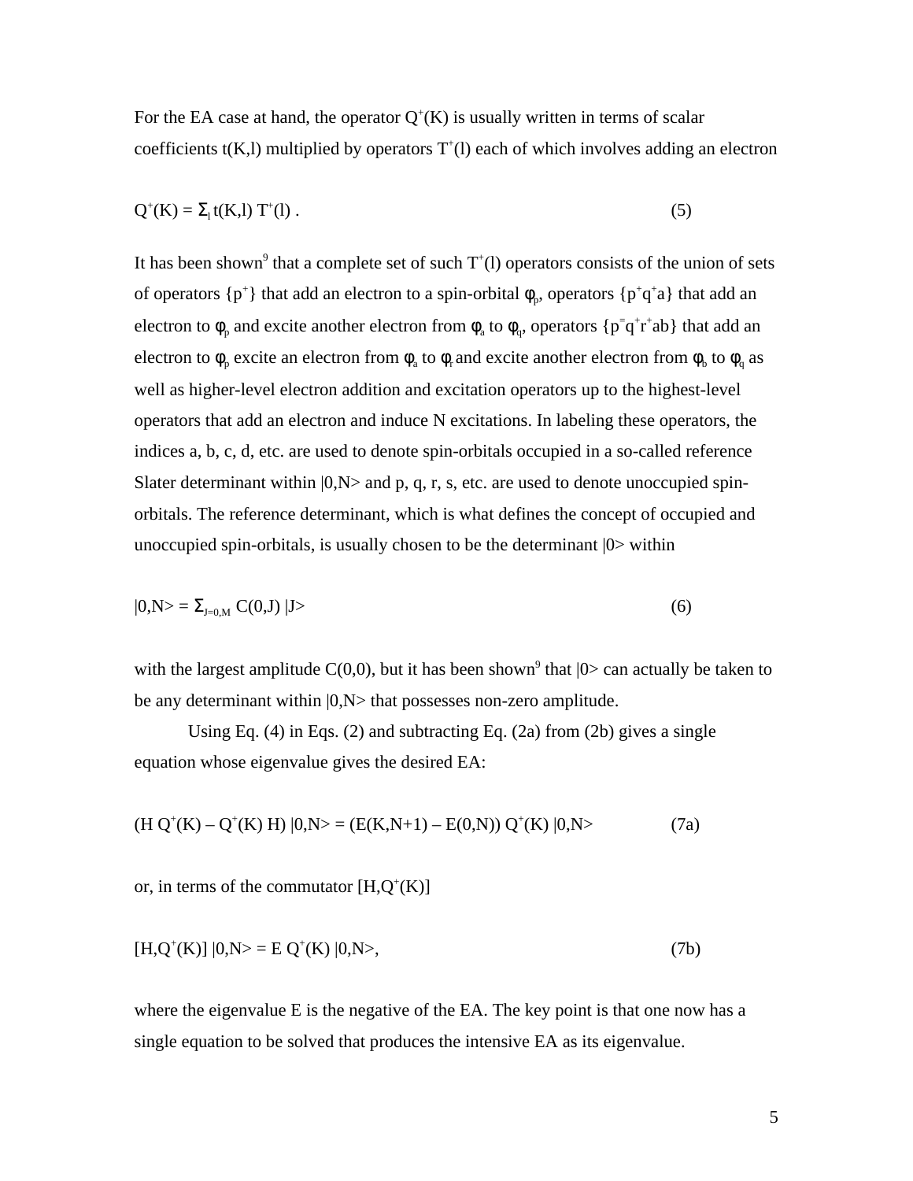For the EA case at hand, the operator $Q^+(K)$ is usually written in terms of scalar coefficients $t(K,l)$ multiplied by operators $T^+(l)$ each of which involves adding an electron

$$Q^+(K) = \Sigma_l \, t(K,l) \, T^+(l) \, . \tag{5}$$

It has been shown[9] that a complete set of such $T^+(l)$ operators consists of the union of sets of operators $\{p^+\}$ that add an electron to a spin-orbital $\phi_p$, operators $\{p^+q^+a\}$ that add an electron to $\phi_p$ and excite another electron from $\phi_a$ to $\phi_q$, operators $\{p^+q^+r^+ab\}$ that add an electron to $\phi_p$ excite an electron from $\phi_a$ to $\phi_r$ and excite another electron from $\phi_b$ to $\phi_q$ as well as higher-level electron addition and excitation operators up to the highest-level operators that add an electron and induce N excitations. In labeling these operators, the indices a, b, c, d, etc. are used to denote spin-orbitals occupied in a so-called reference Slater determinant within $|0,N>$ and p, q, r, s, etc. are used to denote unoccupied spin-orbitals. The reference determinant, which is what defines the concept of occupied and unoccupied spin-orbitals, is usually chosen to be the determinant $|0>$ within

$$|0,N> = \Sigma_{J=0,M} \, C(0,J) \, |J> \tag{6}$$

with the largest amplitude $C(0,0)$, but it has been shown[9] that $|0>$ can actually be taken to be any determinant within $|0,N>$ that possesses non-zero amplitude.

Using Eq. (4) in Eqs. (2) and subtracting Eq. (2a) from (2b) gives a single equation whose eigenvalue gives the desired EA:

$$(H \, Q^+(K) - Q^+(K) \, H) \, |0,N> = (E(K,N+1) - E(0,N)) \, Q^+(K) \, |0,N> \tag{7a}$$

or, in terms of the commutator $[H,Q^+(K)]$

$$[H,Q^+(K)] \, |0,N> = E \, Q^+(K) \, |0,N>, \tag{7b}$$

where the eigenvalue E is the negative of the EA. The key point is that one now has a single equation to be solved that produces the intensive EA as its eigenvalue.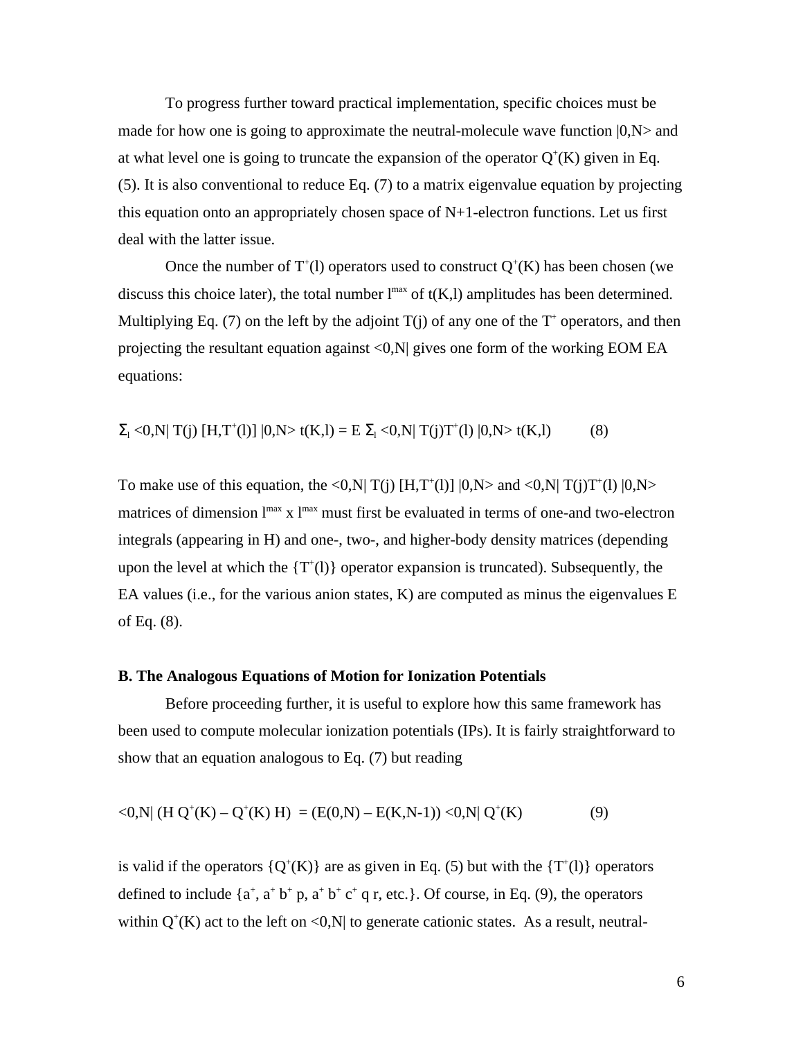To progress further toward practical implementation, specific choices must be made for how one is going to approximate the neutral-molecule wave function |0,N> and at what level one is going to truncate the expansion of the operator $Q^+(K)$ given in Eq. (5). It is also conventional to reduce Eq. (7) to a matrix eigenvalue equation by projecting this equation onto an appropriately chosen space of N+1-electron functions. Let us first deal with the latter issue.

Once the number of $T^+(l)$ operators used to construct $Q^+(K)$ has been chosen (we discuss this choice later), the total number $l^{max}$ of t(K,l) amplitudes has been determined. Multiplying Eq. (7) on the left by the adjoint T(j) of any one of the $T^+$ operators, and then projecting the resultant equation against <0,N| gives one form of the working EOM EA equations:

$$\Sigma_l <0,N|\ T(j)\ [H,T^+(l)]\ |0,N>\ t(K,l) = E\ \Sigma_l <0,N|\ T(j)T^+(l)\ |0,N>\ t(K,l) \qquad (8)$$

To make use of this equation, the $<0,N|\ T(j)\ [H,T^+(l)]\ |0,N>$ and $<0,N|\ T(j)T^+(l)\ |0,N>$ matrices of dimension $l^{max}$ x $l^{max}$ must first be evaluated in terms of one-and two-electron integrals (appearing in H) and one-, two-, and higher-body density matrices (depending upon the level at which the $\{T^+(l)\}$ operator expansion is truncated). Subsequently, the EA values (i.e., for the various anion states, K) are computed as minus the eigenvalues E of Eq. (8).

**B. The Analogous Equations of Motion for Ionization Potentials**

Before proceeding further, it is useful to explore how this same framework has been used to compute molecular ionization potentials (IPs). It is fairly straightforward to show that an equation analogous to Eq. (7) but reading

$$<0,N|\ (H\ Q^+(K) - Q^+(K)\ H)\ = (E(0,N) - E(K,N-1))\ <0,N|\ Q^+(K) \qquad (9)$$

is valid if the operators $\{Q^+(K)\}$ are as given in Eq. (5) but with the $\{T^+(l)\}$ operators defined to include $\{a^+, a^+ b^+ p, a^+ b^+ c^+ q\ r$, etc.$\}$. Of course, in Eq. (9), the operators within $Q^+(K)$ act to the left on <0,N| to generate cationic states. As a result, neutral-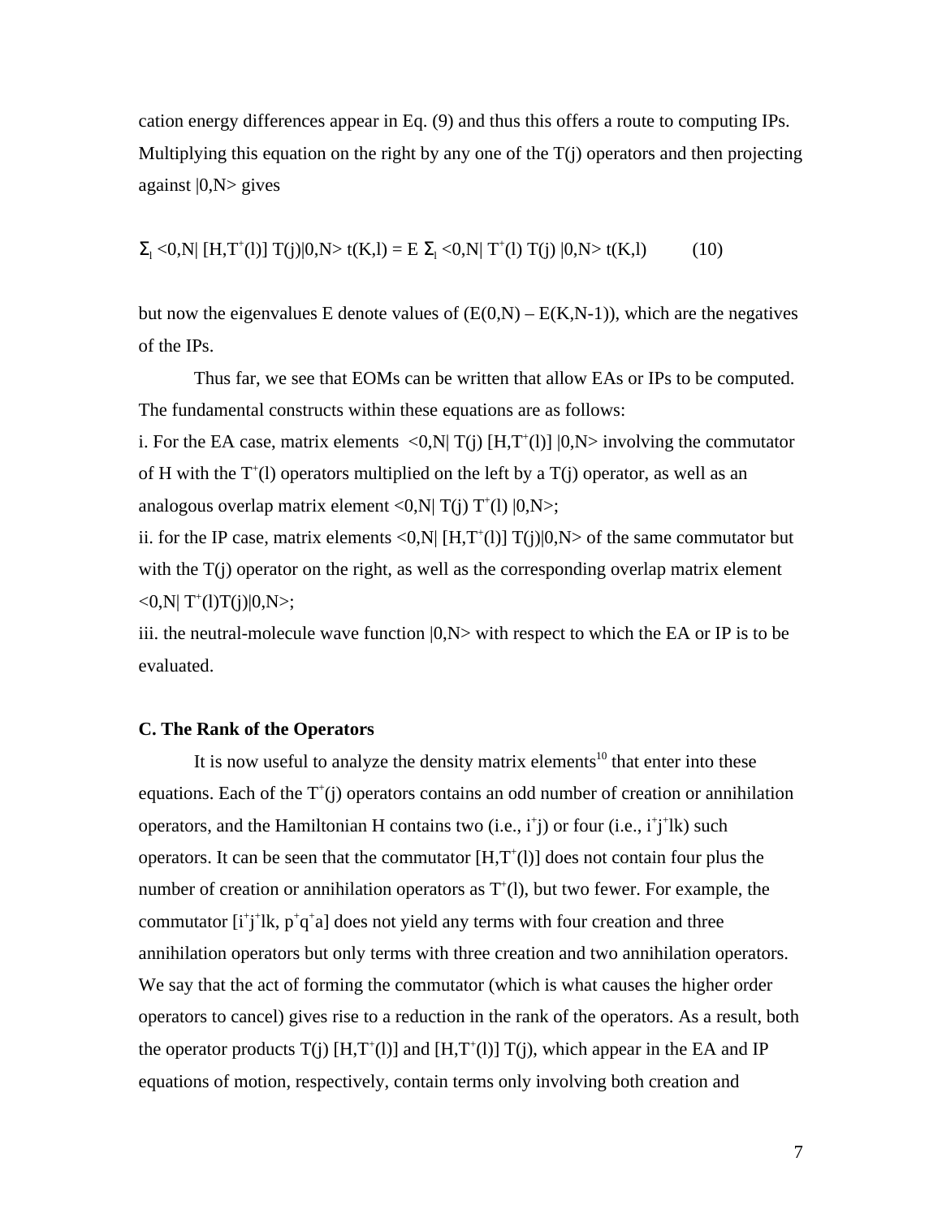cation energy differences appear in Eq. (9) and thus this offers a route to computing IPs. Multiplying this equation on the right by any one of the T(j) operators and then projecting against |0,N> gives

$$\Sigma_l <0,N| [H,T^+(l)] T(j)|0,N> t(K,l) = E \Sigma_l <0,N| T^+(l) T(j) |0,N> t(K,l) \qquad (10)$$

but now the eigenvalues E denote values of (E(0,N) – E(K,N-1)), which are the negatives of the IPs.

Thus far, we see that EOMs can be written that allow EAs or IPs to be computed. The fundamental constructs within these equations are as follows:

i. For the EA case, matrix elements $<0,N| T(j) [H,T^+(l)] |0,N>$ involving the commutator of H with the $T^+(l)$ operators multiplied on the left by a T(j) operator, as well as an analogous overlap matrix element $<0,N| T(j) T^+(l) |0,N>$;

ii. for the IP case, matrix elements $<0,N| [H,T^+(l)] T(j)|0,N>$ of the same commutator but with the T(j) operator on the right, as well as the corresponding overlap matrix element $<0,N| T^+(l)T(j)|0,N>$;

iii. the neutral-molecule wave function |0,N> with respect to which the EA or IP is to be evaluated.

### C. The Rank of the Operators

It is now useful to analyze the density matrix elements[10] that enter into these equations. Each of the $T^+(j)$ operators contains an odd number of creation or annihilation operators, and the Hamiltonian H contains two (i.e., $i^+j$) or four (i.e., $i^+j^+lk$) such operators. It can be seen that the commutator $[H,T^+(l)]$ does not contain four plus the number of creation or annihilation operators as $T^+(l)$, but two fewer. For example, the commutator $[i^+j^+lk, p^+q^+a]$ does not yield any terms with four creation and three annihilation operators but only terms with three creation and two annihilation operators. We say that the act of forming the commutator (which is what causes the higher order operators to cancel) gives rise to a reduction in the rank of the operators. As a result, both the operator products $T(j) [H,T^+(l)]$ and $[H,T^+(l)] T(j)$, which appear in the EA and IP equations of motion, respectively, contain terms only involving both creation and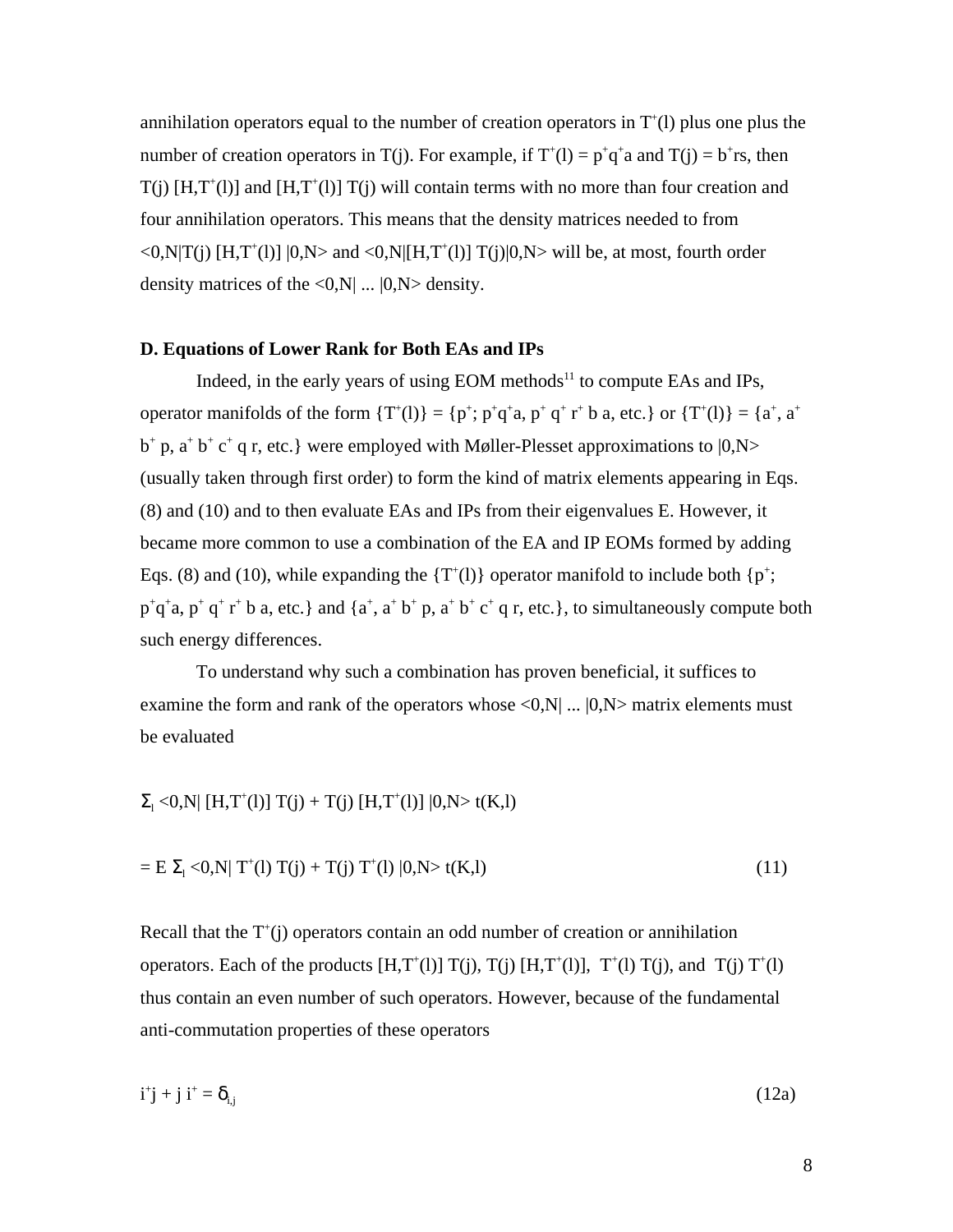annihilation operators equal to the number of creation operators in $T^+(l)$ plus one plus the number of creation operators in $T(j)$. For example, if $T^+(l) = p^+q^+a$ and $T(j) = b^+rs$, then $T(j)\,[H,T^+(l)]$ and $[H,T^+(l)]\,T(j)$ will contain terms with no more than four creation and four annihilation operators. This means that the density matrices needed to from $\langle 0,N|T(j)\,[H,T^+(l)]\,|0,N\rangle$ and $\langle 0,N|[H,T^+(l)]\,T(j)|0,N\rangle$ will be, at most, fourth order density matrices of the $\langle 0,N|\,...\,|0,N\rangle$ density.

**D. Equations of Lower Rank for Both EAs and IPs**

Indeed, in the early years of using EOM methods[11] to compute EAs and IPs, operator manifolds of the form $\{T^+(l)\} = \{p^+;\ p^+q^+a,\ p^+\,q^+\,r^+\,b\,a$, etc.$\}$ or $\{T^+(l)\} = \{a^+,\ a^+\,b^+\,p,\ a^+\,b^+\,c^+\,q\,r$, etc.$\}$ were employed with Møller-Plesset approximations to $|0,N\rangle$ (usually taken through first order) to form the kind of matrix elements appearing in Eqs. (8) and (10) and to then evaluate EAs and IPs from their eigenvalues E. However, it became more common to use a combination of the EA and IP EOMs formed by adding Eqs. (8) and (10), while expanding the $\{T^+(l)\}$ operator manifold to include both $\{p^+;\ p^+q^+a,\ p^+\,q^+\,r^+\,b\,a$, etc.$\}$ and $\{a^+,\ a^+\,b^+\,p,\ a^+\,b^+\,c^+\,q\,r$, etc.$\}$, to simultaneously compute both such energy differences.

To understand why such a combination has proven beneficial, it suffices to examine the form and rank of the operators whose $\langle 0,N|\,...\,|0,N\rangle$ matrix elements must be evaluated

$$\Sigma_l \langle 0,N|\,[H,T^+(l)]\,T(j) + T(j)\,[H,T^+(l)]\,|0,N\rangle\, t(K,l)$$

$$= E\,\Sigma_l \langle 0,N|\,T^+(l)\,T(j) + T(j)\,T^+(l)\,|0,N\rangle\, t(K,l) \tag{11}$$

Recall that the $T^+(j)$ operators contain an odd number of creation or annihilation operators. Each of the products $[H,T^+(l)]\,T(j)$, $T(j)\,[H,T^+(l)]$, $T^+(l)\,T(j)$, and $T(j)\,T^+(l)$ thus contain an even number of such operators. However, because of the fundamental anti-commutation properties of these operators

$$i^+j + j\,i^+ = \delta_{i,j} \tag{12a}$$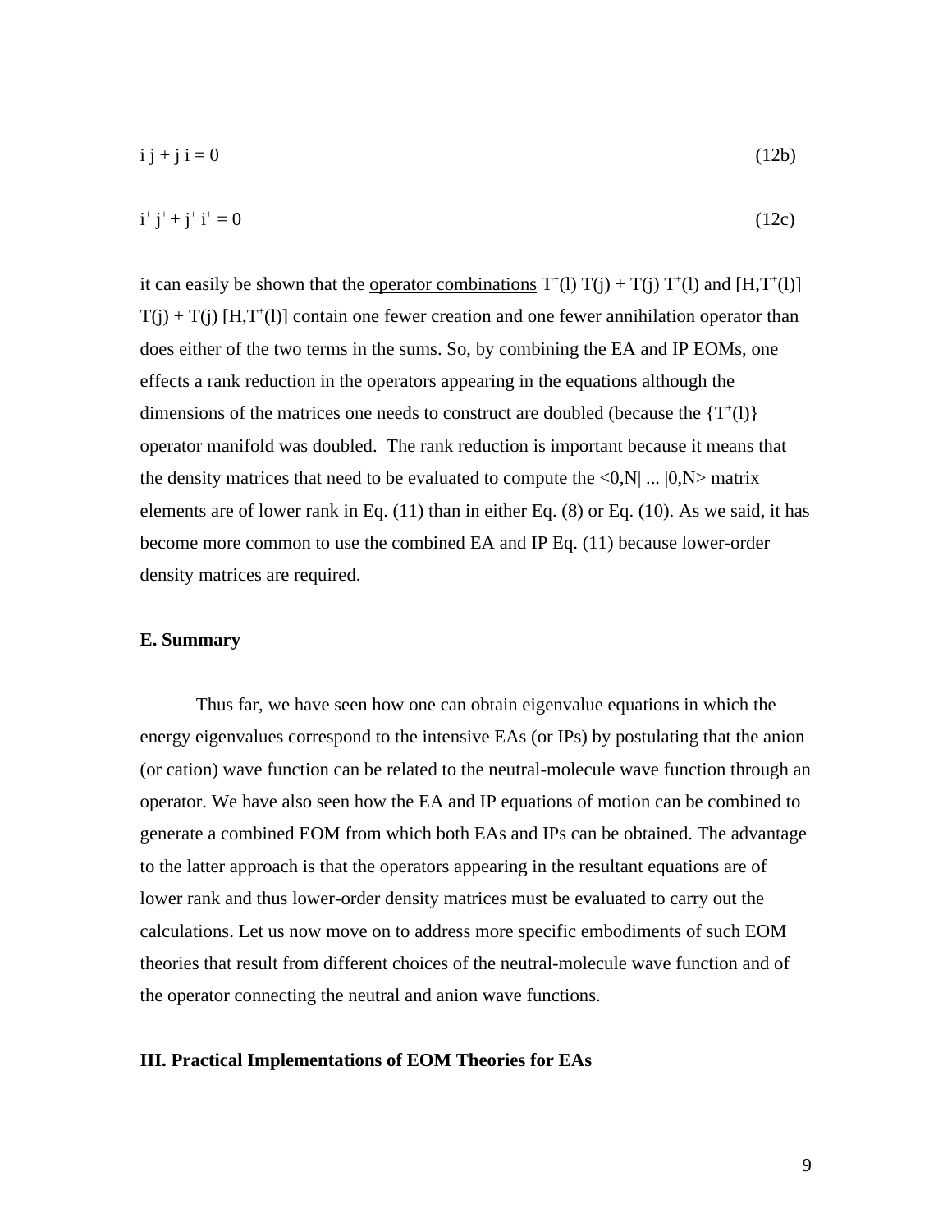$$i\, j + j\, i = 0 \tag{12b}$$

$$i^+ j^+ + j^+ i^+ = 0 \tag{12c}$$

it can easily be shown that the operator combinations $T^+(l)\, T(j) + T(j)\, T^+(l)$ and $[H,T^+(l)]\, T(j) + T(j)\, [H,T^+(l)]$ contain one fewer creation and one fewer annihilation operator than does either of the two terms in the sums. So, by combining the EA and IP EOMs, one effects a rank reduction in the operators appearing in the equations although the dimensions of the matrices one needs to construct are doubled (because the $\{T^+(l)\}$ operator manifold was doubled. The rank reduction is important because it means that the density matrices that need to be evaluated to compute the <0,N| ... |0,N> matrix elements are of lower rank in Eq. (11) than in either Eq. (8) or Eq. (10). As we said, it has become more common to use the combined EA and IP Eq. (11) because lower-order density matrices are required.

### E. Summary

Thus far, we have seen how one can obtain eigenvalue equations in which the energy eigenvalues correspond to the intensive EAs (or IPs) by postulating that the anion (or cation) wave function can be related to the neutral-molecule wave function through an operator. We have also seen how the EA and IP equations of motion can be combined to generate a combined EOM from which both EAs and IPs can be obtained. The advantage to the latter approach is that the operators appearing in the resultant equations are of lower rank and thus lower-order density matrices must be evaluated to carry out the calculations. Let us now move on to address more specific embodiments of such EOM theories that result from different choices of the neutral-molecule wave function and of the operator connecting the neutral and anion wave functions.

## III. Practical Implementations of EOM Theories for EAs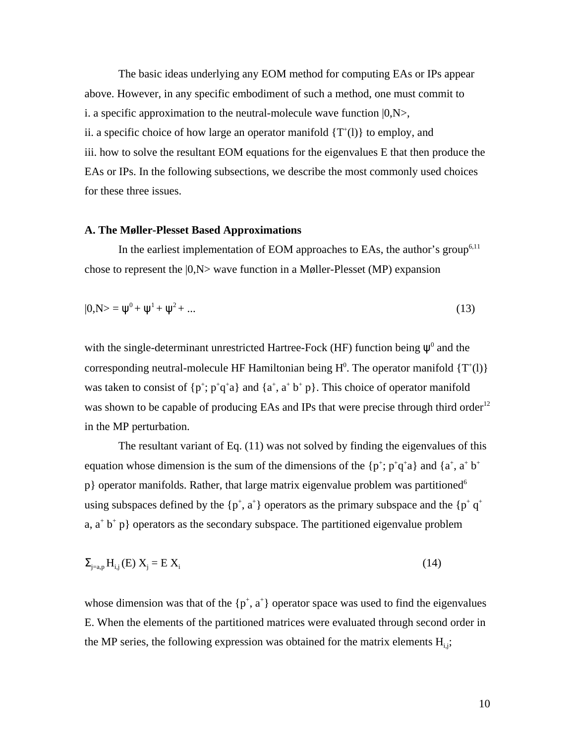The basic ideas underlying any EOM method for computing EAs or IPs appear above. However, in any specific embodiment of such a method, one must commit to

i. a specific approximation to the neutral-molecule wave function |0,N>,

ii. a specific choice of how large an operator manifold $\{T^+(l)\}$ to employ, and

iii. how to solve the resultant EOM equations for the eigenvalues E that then produce the EAs or IPs. In the following subsections, we describe the most commonly used choices for these three issues.

**A. The Møller-Plesset Based Approximations**

In the earliest implementation of EOM approaches to EAs, the author's group[6,11] chose to represent the |0,N> wave function in a Møller-Plesset (MP) expansion

$$|0,N\rangle = \psi^0 + \psi^1 + \psi^2 + ... \tag{13}$$

with the single-determinant unrestricted Hartree-Fock (HF) function being $\psi^0$ and the corresponding neutral-molecule HF Hamiltonian being $H^0$. The operator manifold $\{T^+(l)\}$ was taken to consist of $\{p^+; p^+q^+a\}$ and $\{a^+, a^+ b^+ p\}$. This choice of operator manifold was shown to be capable of producing EAs and IPs that were precise through third order[12] in the MP perturbation.

The resultant variant of Eq. (11) was not solved by finding the eigenvalues of this equation whose dimension is the sum of the dimensions of the $\{p^+; p^+q^+a\}$ and $\{a^+, a^+ b^+ p\}$ operator manifolds. Rather, that large matrix eigenvalue problem was partitioned[6] using subspaces defined by the $\{p^+, a^+\}$ operators as the primary subspace and the $\{p^+ q^+ a, a^+ b^+ p\}$ operators as the secondary subspace. The partitioned eigenvalue problem

$$\Sigma_{j=a,p} H_{i,j} (E) X_j = E X_i \tag{14}$$

whose dimension was that of the $\{p^+, a^+\}$ operator space was used to find the eigenvalues E. When the elements of the partitioned matrices were evaluated through second order in the MP series, the following expression was obtained for the matrix elements $H_{i,j}$;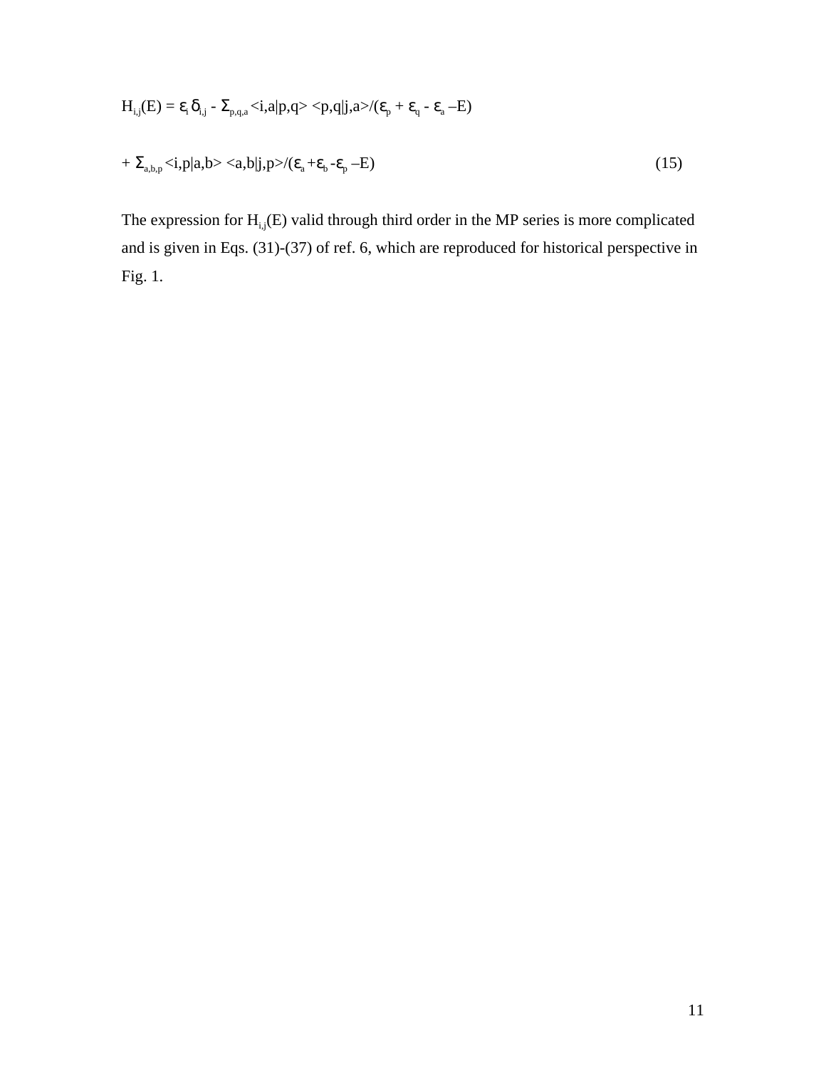$$H_{i,j}(E) = \varepsilon_i \delta_{i,j} - \Sigma_{p,q,a} <i,a|p,q> <p,q|j,a>/(\varepsilon_p + \varepsilon_q - \varepsilon_a - E)$$

$$+ \Sigma_{a,b,p} <i,p|a,b> <a,b|j,p>/(\varepsilon_a + \varepsilon_b - \varepsilon_p - E) \qquad (15)$$

The expression for $H_{i,j}(E)$ valid through third order in the MP series is more complicated and is given in Eqs. (31)-(37) of ref. 6, which are reproduced for historical perspective in Fig. 1.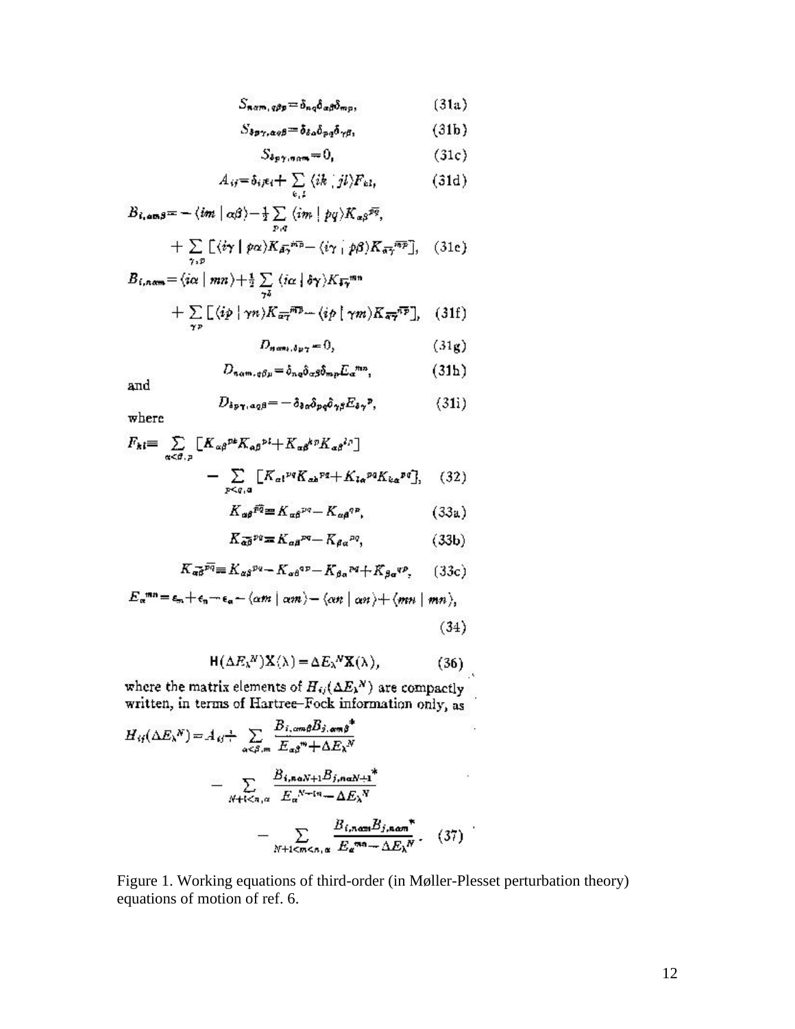$$S_{n\alpha m,q\beta p} = \delta_{nq}\delta_{\alpha\beta}\delta_{mp}, \tag{31a}$$

$$S_{\delta p\gamma,\alpha q\beta} = \delta_{\delta\alpha}\delta_{pq}\delta_{\gamma\beta}, \tag{31b}$$

$$S_{\delta p\gamma,n\alpha m} = 0, \tag{31c}$$

$$A_{ij} = \delta_{ij}\epsilon_i + \sum_{k,l} \langle ik \,|\, jl\rangle F_{kl}, \tag{31d}$$

$$B_{i,\alpha m\beta} = -\langle im \,|\, \alpha\beta\rangle - \tfrac{1}{2}\sum_{p,q} \langle im \,|\, pq\rangle K_{\alpha\beta}{}^{\overline{pq}}, + \sum_{\gamma,p}\left[\langle i\gamma \,|\, p\alpha\rangle K_{\overline{\beta\gamma}}{}^{\overline{mp}} - \langle i\gamma \,|\, p\beta\rangle K_{\overline{\alpha\gamma}}{}^{\overline{mp}}\right], \tag{31e}$$

$$B_{i,n\alpha m} = \langle i\alpha \,|\, mn\rangle + \tfrac{1}{2}\sum_{\gamma\delta} \langle i\alpha \,|\, \delta\gamma\rangle K_{\overline{\delta\gamma}}{}^{mn} + \sum_{\gamma p}\left[\langle ip \,|\, \gamma n\rangle K_{\overline{\alpha\gamma}}{}^{\overline{mp}} - \langle ip \,|\, \gamma m\rangle K_{\overline{\alpha\gamma}}{}^{\overline{np}}\right], \tag{31f}$$

$$D_{n\alpha m,\delta p\gamma} = 0, \tag{31g}$$

$$D_{n\alpha m,q\beta p} = \delta_{nq}\delta_{\alpha\beta}\delta_{mp}E_{\alpha}{}^{mn}, \tag{31h}$$

and

$$D_{\delta p\gamma,\alpha q\beta} = -\delta_{\delta\alpha}\delta_{pq}\delta_{\gamma\beta}E_{\delta\gamma}{}^{p}, \tag{31i}$$

where

$$F_{kl} \equiv \sum_{\alpha<\beta,p}\left[K_{\alpha\beta}{}^{pk}K_{\alpha\beta}{}^{pl} + K_{\alpha\beta}{}^{kp}K_{\alpha\beta}{}^{lp}\right] - \sum_{p<q,\alpha}\left[K_{\alpha l}{}^{pq}K_{\alpha k}{}^{pq} + K_{l\alpha}{}^{pq}K_{k\alpha}{}^{pq}\right], \tag{32}$$

$$K_{\alpha\beta}{}^{\overline{pq}} \equiv K_{\alpha\beta}{}^{pq} - K_{\alpha\beta}{}^{qp}, \tag{33a}$$

$$K_{\overline{\alpha\beta}}{}^{pq} \equiv K_{\alpha\beta}{}^{pq} - K_{\beta\alpha}{}^{pq}, \tag{33b}$$

$$K_{\overline{\alpha\beta}}{}^{\overline{pq}} \equiv K_{\alpha\beta}{}^{pq} - K_{\alpha\beta}{}^{qp} - K_{\beta\alpha}{}^{pq} + K_{\beta\alpha}{}^{qp}, \tag{33c}$$

$$E_{\alpha}{}^{mn} = \epsilon_m + \epsilon_n - \epsilon_\alpha - \langle \alpha m \,|\, \alpha m\rangle - \langle \alpha n \,|\, \alpha n\rangle + \langle mn \,|\, mn\rangle, \tag{34}$$

$$\mathbf{H}(\Delta E_\lambda{}^N)\mathbf{X}(\lambda) = \Delta E_\lambda{}^N \mathbf{X}(\lambda), \tag{36}$$

where the matrix elements of $H_{ij}(\Delta E_\lambda{}^N)$ are compactly written, in terms of Hartree–Fock information only, as

$$H_{ij}(\Delta E_\lambda{}^N) = A_{ij} + \sum_{\alpha<\beta,m} \frac{B_{i,\alpha m\beta}B_{j,\alpha m\beta}{}^*}{E_{\alpha\beta}{}^m + \Delta E_\lambda{}^N} - \sum_{N+1<n,\alpha} \frac{B_{i,n\alpha N+1}B_{j,n\alpha N+1}{}^*}{E_\alpha{}^{N+1n} - \Delta E_\lambda{}^N} - \sum_{N+1<m<n,\alpha} \frac{B_{i,n\alpha m}B_{j,n\alpha m}{}^*}{E_\alpha{}^{mn} - \Delta E_\lambda{}^N}. \tag{37}$$

Figure 1. Working equations of third-order (in Møller-Plesset perturbation theory) equations of motion of ref. 6.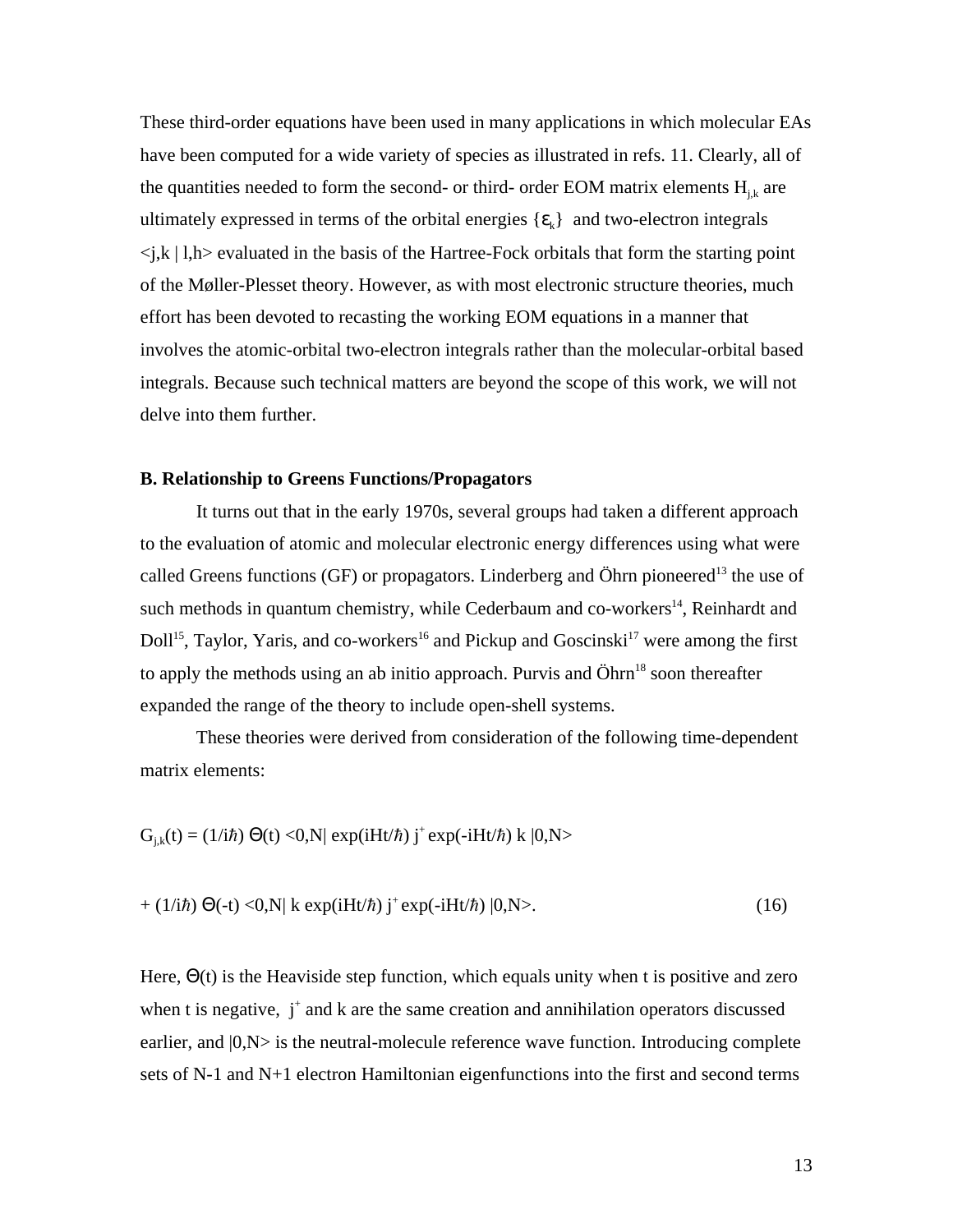These third-order equations have been used in many applications in which molecular EAs have been computed for a wide variety of species as illustrated in refs. 11. Clearly, all of the quantities needed to form the second- or third- order EOM matrix elements $H_{j,k}$ are ultimately expressed in terms of the orbital energies $\{\varepsilon_k\}$ and two-electron integrals $<j,k \mid l,h>$ evaluated in the basis of the Hartree-Fock orbitals that form the starting point of the Møller-Plesset theory. However, as with most electronic structure theories, much effort has been devoted to recasting the working EOM equations in a manner that involves the atomic-orbital two-electron integrals rather than the molecular-orbital based integrals. Because such technical matters are beyond the scope of this work, we will not delve into them further.

### B. Relationship to Greens Functions/Propagators

It turns out that in the early 1970s, several groups had taken a different approach to the evaluation of atomic and molecular electronic energy differences using what were called Greens functions (GF) or propagators. Linderberg and Öhrn pioneered[13] the use of such methods in quantum chemistry, while Cederbaum and co-workers[14], Reinhardt and Doll[15], Taylor, Yaris, and co-workers[16] and Pickup and Goscinski[17] were among the first to apply the methods using an ab initio approach. Purvis and Öhrn[18] soon thereafter expanded the range of the theory to include open-shell systems.

These theories were derived from consideration of the following time-dependent matrix elements:

$$G_{j,k}(t) = (1/i\hbar)\, \Theta(t) <0,N|\, \exp(iHt/\hbar)\, j^+ \exp(-iHt/\hbar)\, k\, |0,N>$$

$$+ (1/i\hbar)\, \Theta(-t) <0,N|\, k\, \exp(iHt/\hbar)\, j^+ \exp(-iHt/\hbar)\, |0,N>. \qquad (16)$$

Here, $\Theta(t)$ is the Heaviside step function, which equals unity when t is positive and zero when t is negative, $j^+$ and k are the same creation and annihilation operators discussed earlier, and $|0,N>$ is the neutral-molecule reference wave function. Introducing complete sets of N-1 and N+1 electron Hamiltonian eigenfunctions into the first and second terms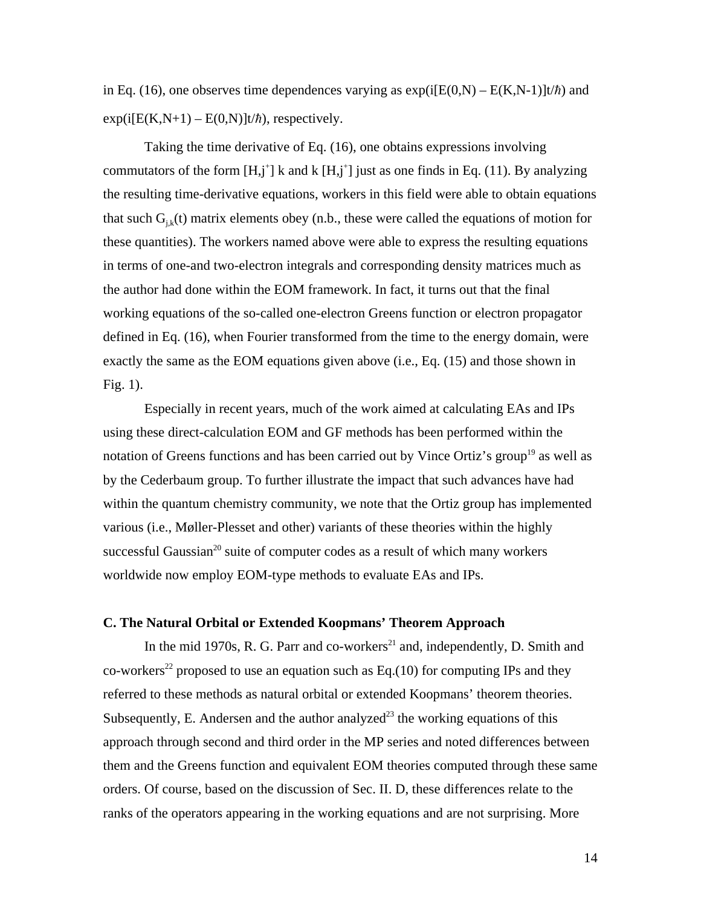in Eq. (16), one observes time dependences varying as $\exp(i[E(0,N) – E(K,N-1)]t/\hbar)$ and $\exp(i[E(K,N+1) – E(0,N)]t/\hbar)$, respectively.

Taking the time derivative of Eq. (16), one obtains expressions involving commutators of the form $[H,j^+]$ k and k $[H,j^+]$ just as one finds in Eq. (11). By analyzing the resulting time-derivative equations, workers in this field were able to obtain equations that such $G_{j,k}(t)$ matrix elements obey (n.b., these were called the equations of motion for these quantities). The workers named above were able to express the resulting equations in terms of one-and two-electron integrals and corresponding density matrices much as the author had done within the EOM framework. In fact, it turns out that the final working equations of the so-called one-electron Greens function or electron propagator defined in Eq. (16), when Fourier transformed from the time to the energy domain, were exactly the same as the EOM equations given above (i.e., Eq. (15) and those shown in Fig. 1).

Especially in recent years, much of the work aimed at calculating EAs and IPs using these direct-calculation EOM and GF methods has been performed within the notation of Greens functions and has been carried out by Vince Ortiz's group[19] as well as by the Cederbaum group. To further illustrate the impact that such advances have had within the quantum chemistry community, we note that the Ortiz group has implemented various (i.e., Møller-Plesset and other) variants of these theories within the highly successful Gaussian[20] suite of computer codes as a result of which many workers worldwide now employ EOM-type methods to evaluate EAs and IPs.

### C. The Natural Orbital or Extended Koopmans' Theorem Approach

In the mid 1970s, R. G. Parr and co-workers[21] and, independently, D. Smith and co-workers[22] proposed to use an equation such as Eq.(10) for computing IPs and they referred to these methods as natural orbital or extended Koopmans' theorem theories. Subsequently, E. Andersen and the author analyzed[23] the working equations of this approach through second and third order in the MP series and noted differences between them and the Greens function and equivalent EOM theories computed through these same orders. Of course, based on the discussion of Sec. II. D, these differences relate to the ranks of the operators appearing in the working equations and are not surprising. More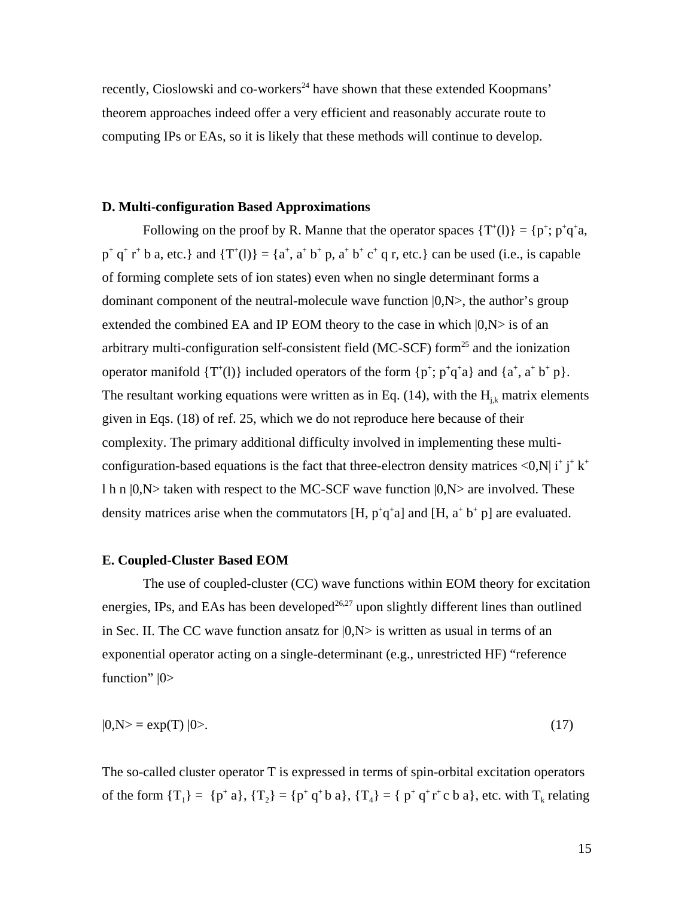recently, Cioslowski and co-workers[24] have shown that these extended Koopmans' theorem approaches indeed offer a very efficient and reasonably accurate route to computing IPs or EAs, so it is likely that these methods will continue to develop.

**D. Multi-configuration Based Approximations**

Following on the proof by R. Manne that the operator spaces $\{T^+(l)\} = \{p^+; p^+q^+a, p^+ q^+ r^+ b\ a, \text{etc.}\}$ and $\{T^+(l)\} = \{a^+, a^+ b^+ p, a^+ b^+ c^+ q\ r, \text{etc.}\}$ can be used (i.e., is capable of forming complete sets of ion states) even when no single determinant forms a dominant component of the neutral-molecule wave function |0,N>, the author's group extended the combined EA and IP EOM theory to the case in which |0,N> is of an arbitrary multi-configuration self-consistent field (MC-SCF) form[25] and the ionization operator manifold $\{T^+(l)\}$ included operators of the form $\{p^+; p^+q^+a\}$ and $\{a^+, a^+ b^+ p\}$. The resultant working equations were written as in Eq. (14), with the $H_{j,k}$ matrix elements given in Eqs. (18) of ref. 25, which we do not reproduce here because of their complexity. The primary additional difficulty involved in implementing these multi-configuration-based equations is the fact that three-electron density matrices $<0,N|\ i^+\ j^+\ k^+\ l\ h\ n\ |0,N>$ taken with respect to the MC-SCF wave function |0,N> are involved. These density matrices arise when the commutators $[H, p^+q^+a]$ and $[H, a^+ b^+ p]$ are evaluated.

**E. Coupled-Cluster Based EOM**

The use of coupled-cluster (CC) wave functions within EOM theory for excitation energies, IPs, and EAs has been developed[26,27] upon slightly different lines than outlined in Sec. II. The CC wave function ansatz for |0,N> is written as usual in terms of an exponential operator acting on a single-determinant (e.g., unrestricted HF) "reference function" |0>

$$|0,N> = \exp(T)\ |0>. \tag{17}$$

The so-called cluster operator T is expressed in terms of spin-orbital excitation operators of the form $\{T_1\} = \{p^+ a\}$, $\{T_2\} = \{p^+ q^+ b\ a\}$, $\{T_4\} = \{ p^+ q^+ r^+ c\ b\ a\}$, etc. with $T_k$ relating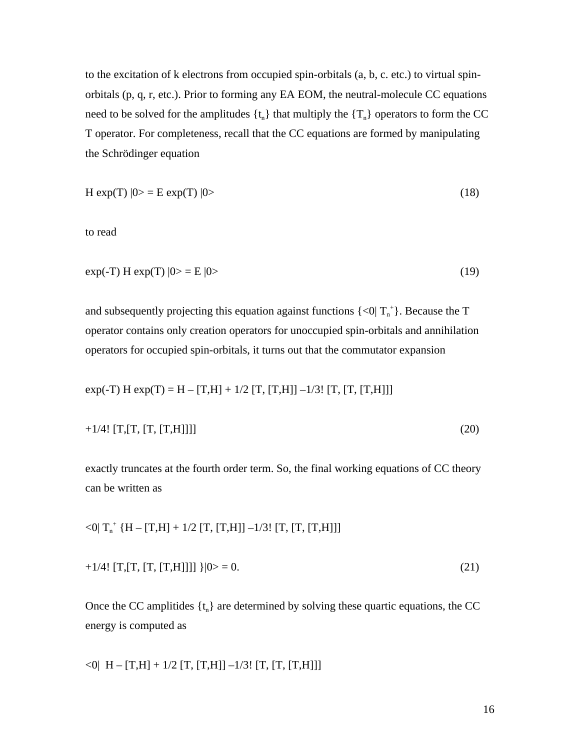to the excitation of k electrons from occupied spin-orbitals (a, b, c. etc.) to virtual spin-orbitals (p, q, r, etc.). Prior to forming any EA EOM, the neutral-molecule CC equations need to be solved for the amplitudes $\{t_n\}$ that multiply the $\{T_n\}$ operators to form the CC T operator. For completeness, recall that the CC equations are formed by manipulating the Schrödinger equation

$$H \exp(T) |0> = E \exp(T) |0> \tag{18}$$

to read

$$\exp(-T) H \exp(T) |0> = E |0> \tag{19}$$

and subsequently projecting this equation against functions $\{<0| T_n^+\}$. Because the T operator contains only creation operators for unoccupied spin-orbitals and annihilation operators for occupied spin-orbitals, it turns out that the commutator expansion

$$\exp(-T) H \exp(T) = H - [T,H] + 1/2 [T, [T,H]] - 1/3! [T, [T, [T,H]]]$$

$$+1/4! [T,[T, [T, [T,H]]]] \tag{20}$$

exactly truncates at the fourth order term. So, the final working equations of CC theory can be written as

$$<0| T_n^+ \{H - [T,H] + 1/2 [T, [T,H]] - 1/3! [T, [T, [T,H]]]$$

$$+1/4! [T,[T, [T, [T,H]]]] \}|0> = 0. \tag{21}$$

Once the CC amplitides $\{t_n\}$ are determined by solving these quartic equations, the CC energy is computed as

$$<0| \; H - [T,H] + 1/2 [T, [T,H]] - 1/3! [T, [T, [T,H]]]$$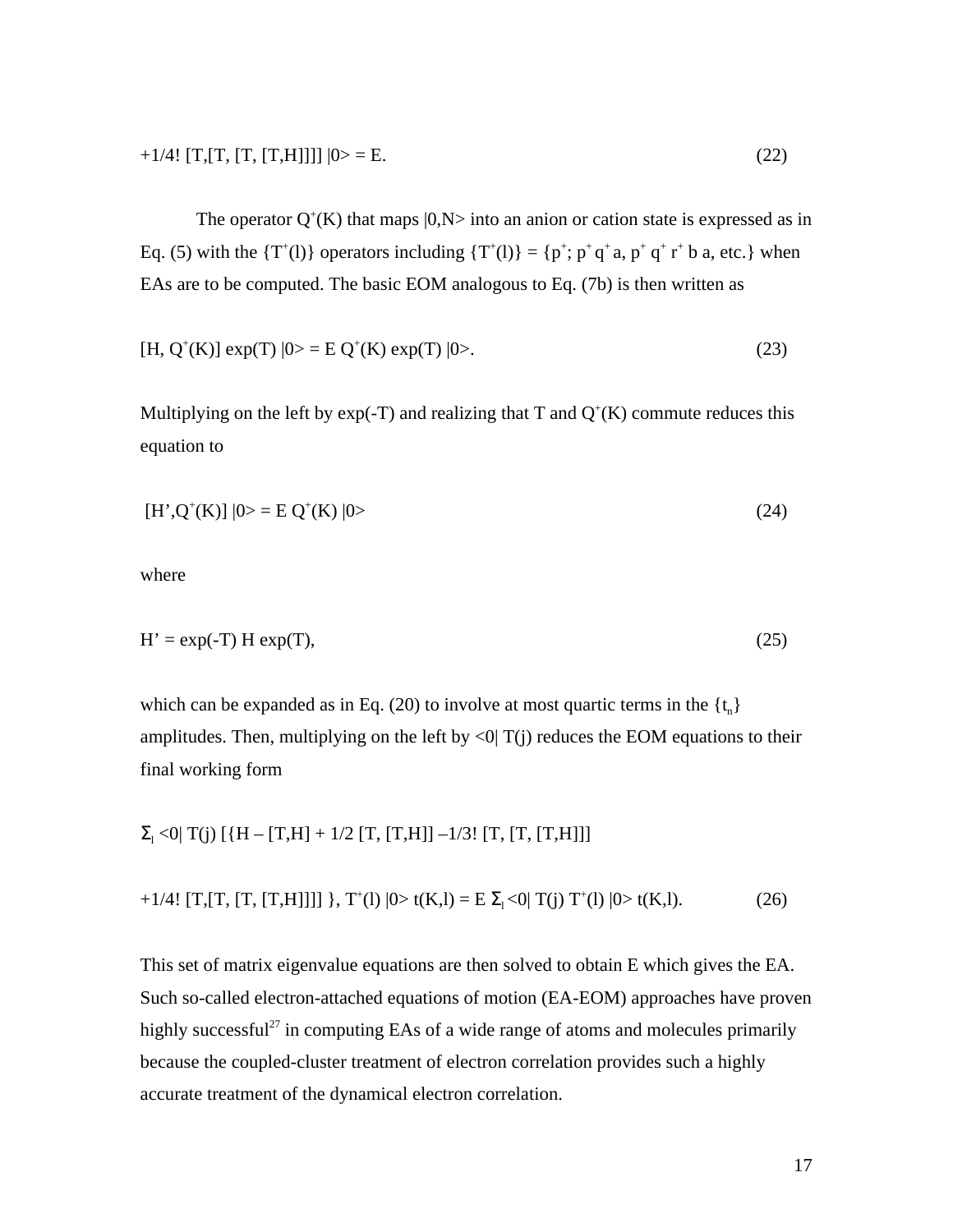$$+1/4!\ [T,[T, [T, [T,H]]]]\ |0\rangle = E. \tag{22}$$

The operator $Q^+(K)$ that maps $|0,N\rangle$ into an anion or cation state is expressed as in Eq. (5) with the $\{T^+(l)\}$ operators including $\{T^+(l)\} = \{p^+;\ p^+ q^+ a,\ p^+ q^+ r^+ b\ a, \text{etc.}\}$ when EAs are to be computed. The basic EOM analogous to Eq. (7b) is then written as

$$[H, Q^+(K)]\ \exp(T)\ |0\rangle = E\ Q^+(K)\ \exp(T)\ |0\rangle. \tag{23}$$

Multiplying on the left by exp(-T) and realizing that T and $Q^+(K)$ commute reduces this equation to

$$[H', Q^+(K)]\ |0\rangle = E\ Q^+(K)\ |0\rangle \tag{24}$$

where

$$H' = \exp(-T)\ H\ \exp(T), \tag{25}$$

which can be expanded as in Eq. (20) to involve at most quartic terms in the $\{t_n\}$ amplitudes. Then, multiplying on the left by $\langle 0|\ T(j)$ reduces the EOM equations to their final working form

$$\Sigma_l \langle 0|\ T(j)\ [\{H - [T,H] + 1/2\ [T, [T,H]] - 1/3!\ [T, [T, [T,H]]]$$

$$+1/4!\ [T,[T, [T, [T,H]]]]\ \},\ T^+(l)\ |0\rangle\ t(K,l) = E\ \Sigma_l \langle 0|\ T(j)\ T^+(l)\ |0\rangle\ t(K,l). \tag{26}$$

This set of matrix eigenvalue equations are then solved to obtain E which gives the EA. Such so-called electron-attached equations of motion (EA-EOM) approaches have proven highly successful[27] in computing EAs of a wide range of atoms and molecules primarily because the coupled-cluster treatment of electron correlation provides such a highly accurate treatment of the dynamical electron correlation.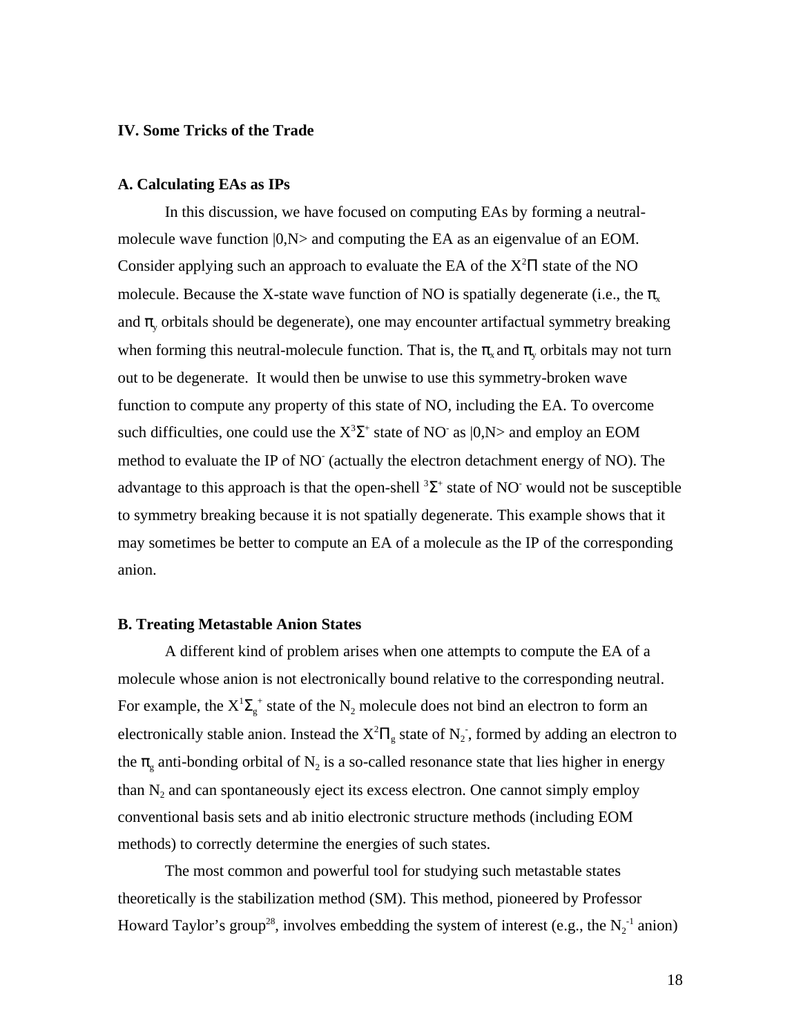## IV. Some Tricks of the Trade

### A. Calculating EAs as IPs

In this discussion, we have focused on computing EAs by forming a neutral-molecule wave function |0,N> and computing the EA as an eigenvalue of an EOM. Consider applying such an approach to evaluate the EA of the $X^2\Pi$ state of the NO molecule. Because the X-state wave function of NO is spatially degenerate (i.e., the $\pi_x$ and $\pi_y$ orbitals should be degenerate), one may encounter artifactual symmetry breaking when forming this neutral-molecule function. That is, the $\pi_x$ and $\pi_y$ orbitals may not turn out to be degenerate. It would then be unwise to use this symmetry-broken wave function to compute any property of this state of NO, including the EA. To overcome such difficulties, one could use the $X^3\Sigma^+$ state of $NO^-$ as |0,N> and employ an EOM method to evaluate the IP of $NO^-$ (actually the electron detachment energy of NO). The advantage to this approach is that the open-shell $^3\Sigma^+$ state of $NO^-$ would not be susceptible to symmetry breaking because it is not spatially degenerate. This example shows that it may sometimes be better to compute an EA of a molecule as the IP of the corresponding anion.

### B. Treating Metastable Anion States

A different kind of problem arises when one attempts to compute the EA of a molecule whose anion is not electronically bound relative to the corresponding neutral. For example, the $X^1\Sigma_g^+$ state of the $N_2$ molecule does not bind an electron to form an electronically stable anion. Instead the $X^2\Pi_g$ state of $N_2^-$, formed by adding an electron to the $\pi_g$ anti-bonding orbital of $N_2$ is a so-called resonance state that lies higher in energy than $N_2$ and can spontaneously eject its excess electron. One cannot simply employ conventional basis sets and ab initio electronic structure methods (including EOM methods) to correctly determine the energies of such states.

The most common and powerful tool for studying such metastable states theoretically is the stabilization method (SM). This method, pioneered by Professor Howard Taylor's group[28], involves embedding the system of interest (e.g., the $N_2^{-1}$ anion)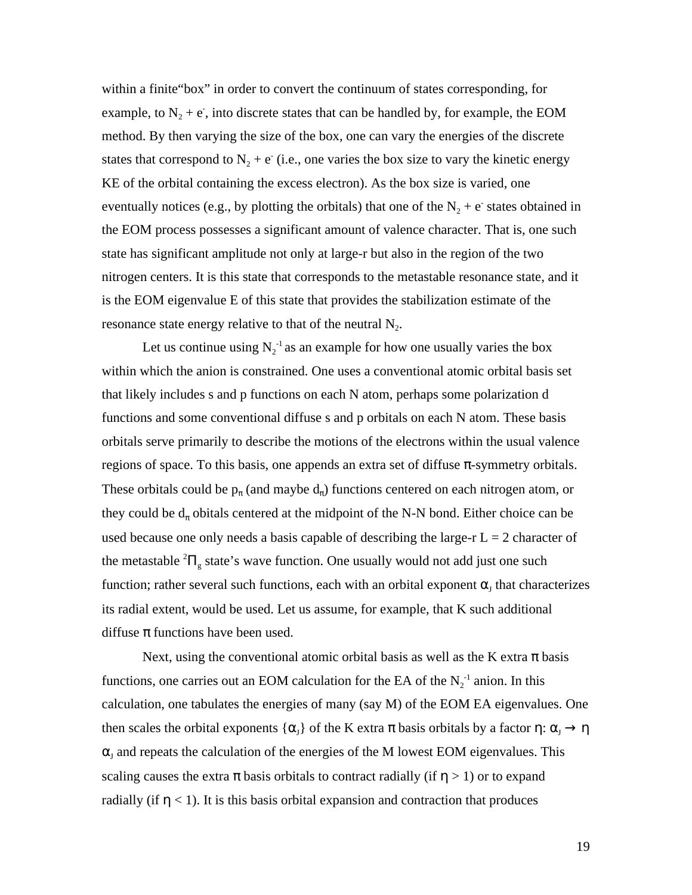within a finite"box" in order to convert the continuum of states corresponding, for example, to $N_2 + e^-$, into discrete states that can be handled by, for example, the EOM method. By then varying the size of the box, one can vary the energies of the discrete states that correspond to $N_2 + e^-$ (i.e., one varies the box size to vary the kinetic energy KE of the orbital containing the excess electron). As the box size is varied, one eventually notices (e.g., by plotting the orbitals) that one of the $N_2 + e^-$ states obtained in the EOM process possesses a significant amount of valence character. That is, one such state has significant amplitude not only at large-r but also in the region of the two nitrogen centers. It is this state that corresponds to the metastable resonance state, and it is the EOM eigenvalue E of this state that provides the stabilization estimate of the resonance state energy relative to that of the neutral $N_2$.

Let us continue using $N_2^{-1}$ as an example for how one usually varies the box within which the anion is constrained. One uses a conventional atomic orbital basis set that likely includes s and p functions on each N atom, perhaps some polarization d functions and some conventional diffuse s and p orbitals on each N atom. These basis orbitals serve primarily to describe the motions of the electrons within the usual valence regions of space. To this basis, one appends an extra set of diffuse π-symmetry orbitals. These orbitals could be $p_\pi$ (and maybe $d_\pi$) functions centered on each nitrogen atom, or they could be $d_\pi$ obitals centered at the midpoint of the N-N bond. Either choice can be used because one only needs a basis capable of describing the large-r L = 2 character of the metastable $^2\Pi_g$ state's wave function. One usually would not add just one such function; rather several such functions, each with an orbital exponent $\alpha_J$ that characterizes its radial extent, would be used. Let us assume, for example, that K such additional diffuse π functions have been used.

Next, using the conventional atomic orbital basis as well as the K extra π basis functions, one carries out an EOM calculation for the EA of the $N_2^{-1}$ anion. In this calculation, one tabulates the energies of many (say M) of the EOM EA eigenvalues. One then scales the orbital exponents $\{\alpha_J\}$ of the K extra π basis orbitals by a factor η: $\alpha_J \rightarrow \eta\, \alpha_J$ and repeats the calculation of the energies of the M lowest EOM eigenvalues. This scaling causes the extra π basis orbitals to contract radially (if $\eta > 1$) or to expand radially (if $\eta < 1$). It is this basis orbital expansion and contraction that produces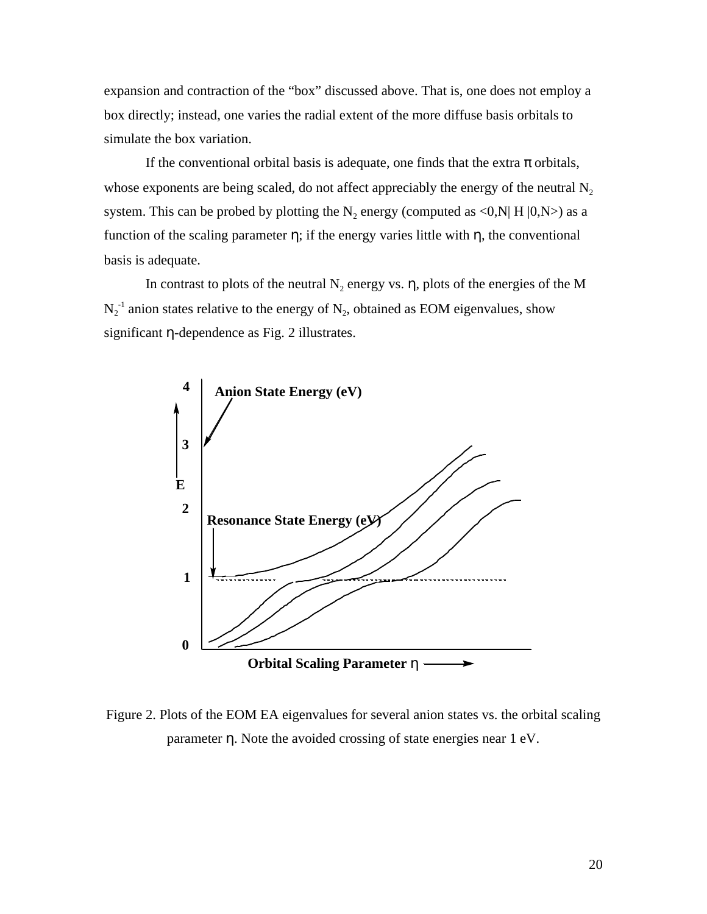expansion and contraction of the "box" discussed above. That is, one does not employ a box directly; instead, one varies the radial extent of the more diffuse basis orbitals to simulate the box variation.

If the conventional orbital basis is adequate, one finds that the extra π orbitals, whose exponents are being scaled, do not affect appreciably the energy of the neutral $N_2$ system. This can be probed by plotting the $N_2$ energy (computed as <0,N| H |0,N>) as a function of the scaling parameter η; if the energy varies little with η, the conventional basis is adequate.

In contrast to plots of the neutral $N_2$ energy vs. η, plots of the energies of the M $N_2^{-1}$ anion states relative to the energy of $N_2$, obtained as EOM eigenvalues, show significant η-dependence as Fig. 2 illustrates.

Figure 2. Plots of the EOM EA eigenvalues for several anion states vs. the orbital scaling parameter η. Note the avoided crossing of state energies near 1 eV.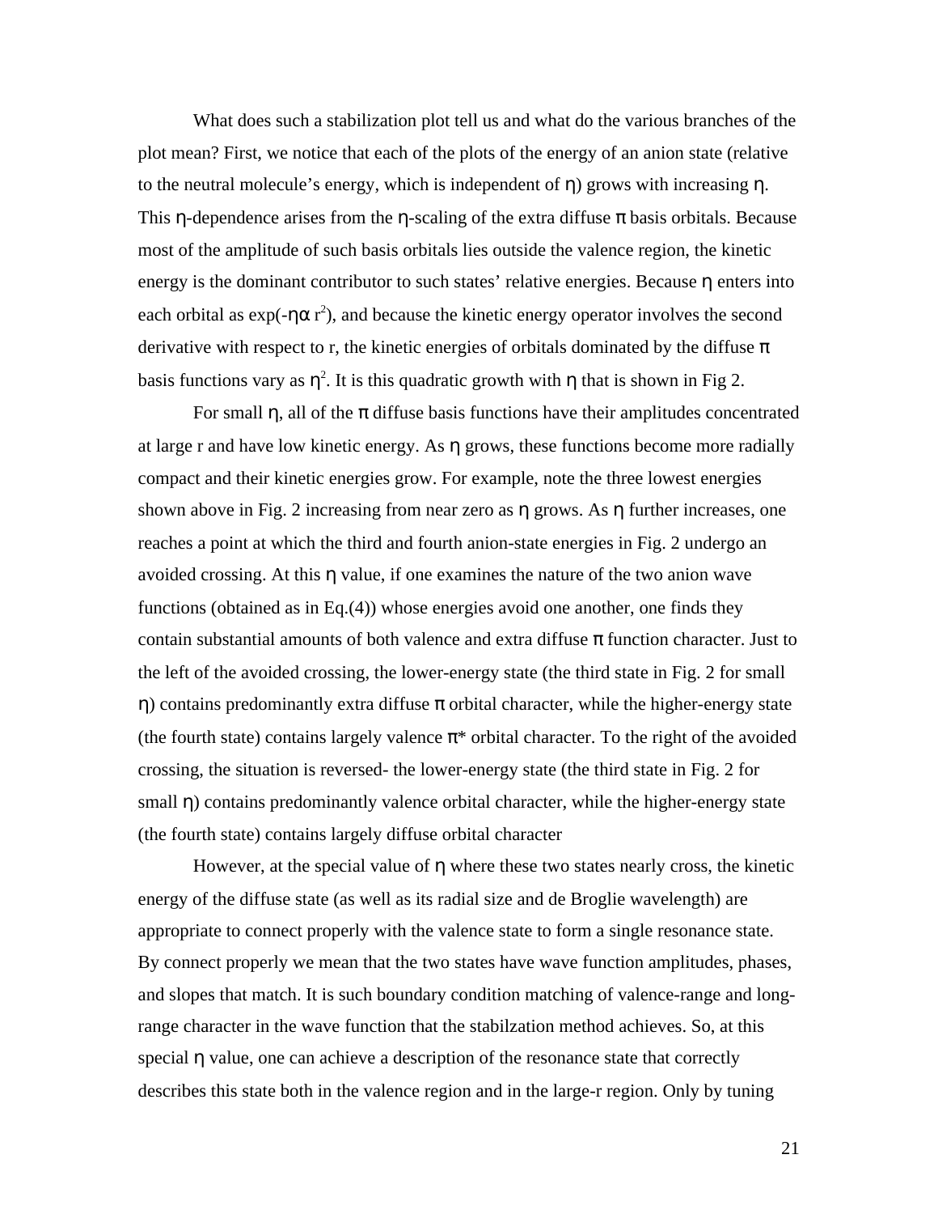What does such a stabilization plot tell us and what do the various branches of the plot mean? First, we notice that each of the plots of the energy of an anion state (relative to the neutral molecule's energy, which is independent of $\eta$) grows with increasing $\eta$. This $\eta$-dependence arises from the $\eta$-scaling of the extra diffuse $\pi$ basis orbitals. Because most of the amplitude of such basis orbitals lies outside the valence region, the kinetic energy is the dominant contributor to such states' relative energies. Because $\eta$ enters into each orbital as $\exp(-\eta\alpha\, r^2)$, and because the kinetic energy operator involves the second derivative with respect to r, the kinetic energies of orbitals dominated by the diffuse $\pi$ basis functions vary as $\eta^2$. It is this quadratic growth with $\eta$ that is shown in Fig 2.

For small $\eta$, all of the $\pi$ diffuse basis functions have their amplitudes concentrated at large r and have low kinetic energy. As $\eta$ grows, these functions become more radially compact and their kinetic energies grow. For example, note the three lowest energies shown above in Fig. 2 increasing from near zero as $\eta$ grows. As $\eta$ further increases, one reaches a point at which the third and fourth anion-state energies in Fig. 2 undergo an avoided crossing. At this $\eta$ value, if one examines the nature of the two anion wave functions (obtained as in Eq.(4)) whose energies avoid one another, one finds they contain substantial amounts of both valence and extra diffuse $\pi$ function character. Just to the left of the avoided crossing, the lower-energy state (the third state in Fig. 2 for small $\eta$) contains predominantly extra diffuse $\pi$ orbital character, while the higher-energy state (the fourth state) contains largely valence $\pi^*$ orbital character. To the right of the avoided crossing, the situation is reversed- the lower-energy state (the third state in Fig. 2 for small $\eta$) contains predominantly valence orbital character, while the higher-energy state (the fourth state) contains largely diffuse orbital character

However, at the special value of $\eta$ where these two states nearly cross, the kinetic energy of the diffuse state (as well as its radial size and de Broglie wavelength) are appropriate to connect properly with the valence state to form a single resonance state. By connect properly we mean that the two states have wave function amplitudes, phases, and slopes that match. It is such boundary condition matching of valence-range and long-range character in the wave function that the stabilzation method achieves. So, at this special $\eta$ value, one can achieve a description of the resonance state that correctly describes this state both in the valence region and in the large-r region. Only by tuning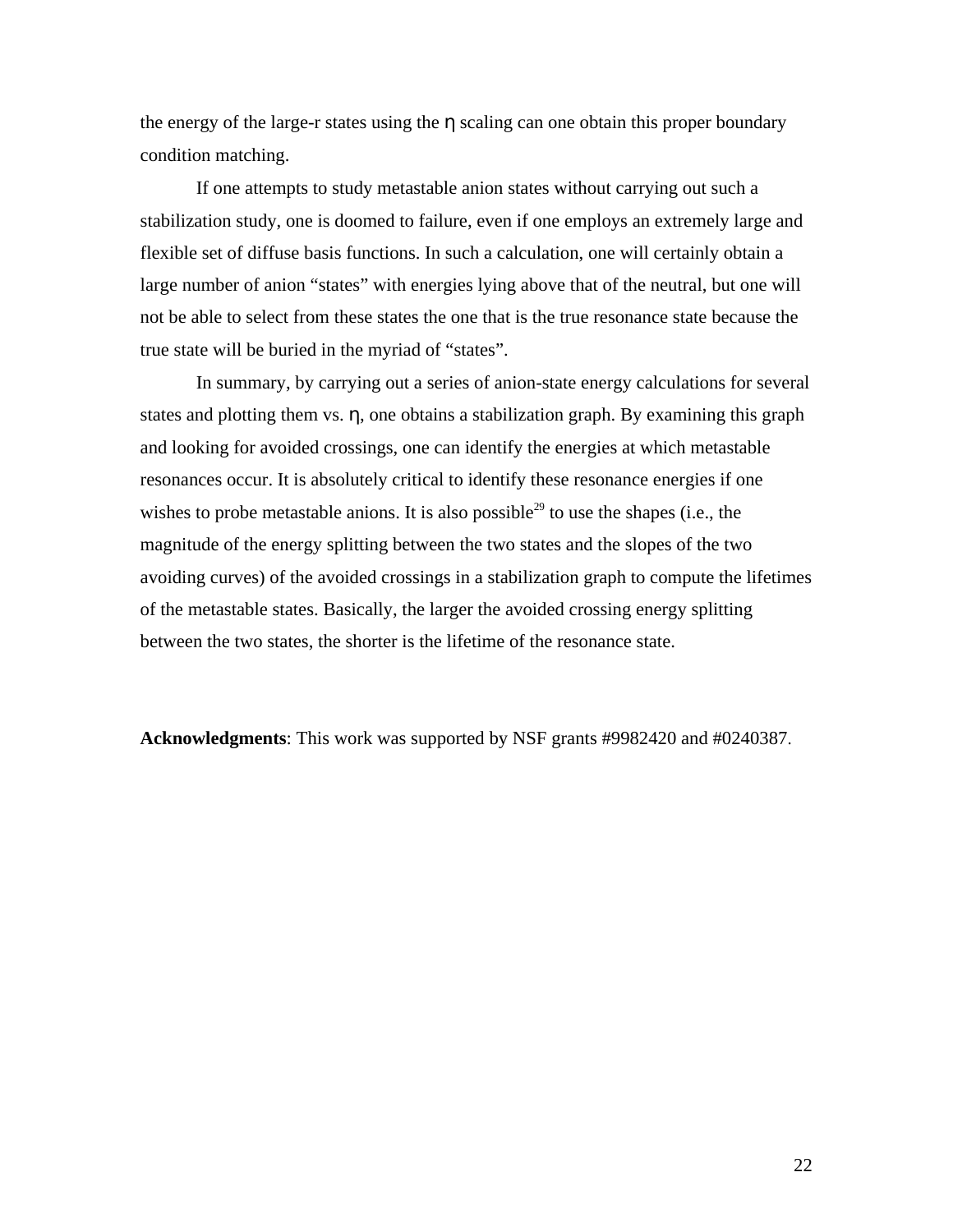the energy of the large-r states using the $\eta$ scaling can one obtain this proper boundary condition matching.

If one attempts to study metastable anion states without carrying out such a stabilization study, one is doomed to failure, even if one employs an extremely large and flexible set of diffuse basis functions. In such a calculation, one will certainly obtain a large number of anion "states" with energies lying above that of the neutral, but one will not be able to select from these states the one that is the true resonance state because the true state will be buried in the myriad of "states".

In summary, by carrying out a series of anion-state energy calculations for several states and plotting them vs. $\eta$, one obtains a stabilization graph. By examining this graph and looking for avoided crossings, one can identify the energies at which metastable resonances occur. It is absolutely critical to identify these resonance energies if one wishes to probe metastable anions. It is also possible[29] to use the shapes (i.e., the magnitude of the energy splitting between the two states and the slopes of the two avoiding curves) of the avoided crossings in a stabilization graph to compute the lifetimes of the metastable states. Basically, the larger the avoided crossing energy splitting between the two states, the shorter is the lifetime of the resonance state.

**Acknowledgments**: This work was supported by NSF grants #9982420 and #0240387.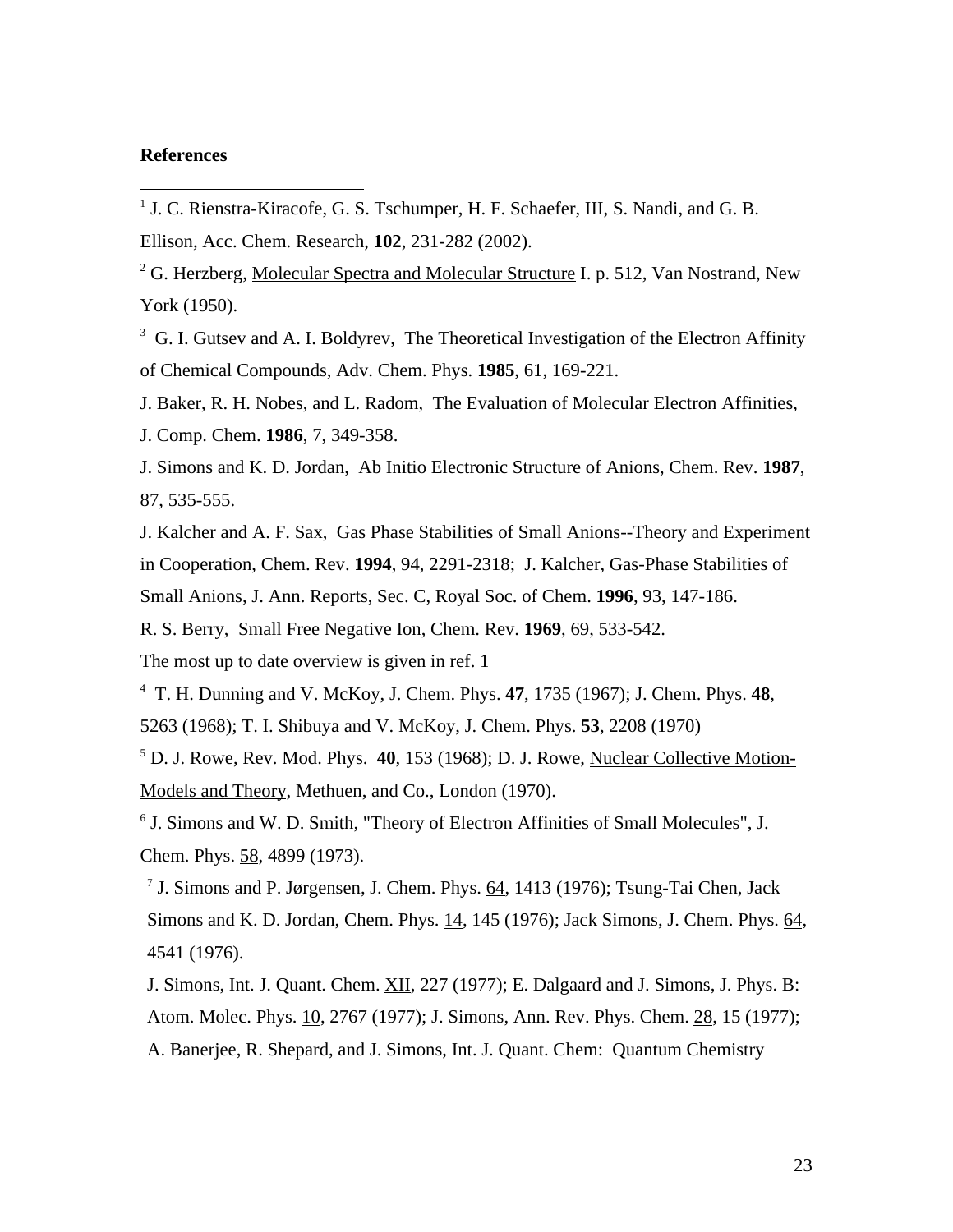**References**

---

[1] J. C. Rienstra-Kiracofe, G. S. Tschumper, H. F. Schaefer, III, S. Nandi, and G. B. Ellison, Acc. Chem. Research, **102**, 231-282 (2002).

[2] G. Herzberg, Molecular Spectra and Molecular Structure I. p. 512, Van Nostrand, New York (1950).

[3] G. I. Gutsev and A. I. Boldyrev, The Theoretical Investigation of the Electron Affinity of Chemical Compounds, Adv. Chem. Phys. **1985**, 61, 169-221.

J. Baker, R. H. Nobes, and L. Radom, The Evaluation of Molecular Electron Affinities, J. Comp. Chem. **1986**, 7, 349-358.

J. Simons and K. D. Jordan, Ab Initio Electronic Structure of Anions, Chem. Rev. **1987**, 87, 535-555.

J. Kalcher and A. F. Sax, Gas Phase Stabilities of Small Anions--Theory and Experiment in Cooperation, Chem. Rev. **1994**, 94, 2291-2318; J. Kalcher, Gas-Phase Stabilities of Small Anions, J. Ann. Reports, Sec. C, Royal Soc. of Chem. **1996**, 93, 147-186.

R. S. Berry, Small Free Negative Ion, Chem. Rev. **1969**, 69, 533-542.

The most up to date overview is given in ref. 1

[4] T. H. Dunning and V. McKoy, J. Chem. Phys. **47**, 1735 (1967); J. Chem. Phys. **48**, 5263 (1968); T. I. Shibuya and V. McKoy, J. Chem. Phys. **53**, 2208 (1970)

[5] D. J. Rowe, Rev. Mod. Phys. **40**, 153 (1968); D. J. Rowe, Nuclear Collective Motion-Models and Theory, Methuen, and Co., London (1970).

[6] J. Simons and W. D. Smith, "Theory of Electron Affinities of Small Molecules", J. Chem. Phys. 58, 4899 (1973).

[7] J. Simons and P. Jørgensen, J. Chem. Phys. 64, 1413 (1976); Tsung-Tai Chen, Jack Simons and K. D. Jordan, Chem. Phys. 14, 145 (1976); Jack Simons, J. Chem. Phys. 64, 4541 (1976).

J. Simons, Int. J. Quant. Chem. XII, 227 (1977); E. Dalgaard and J. Simons, J. Phys. B: Atom. Molec. Phys. 10, 2767 (1977); J. Simons, Ann. Rev. Phys. Chem. 28, 15 (1977); A. Banerjee, R. Shepard, and J. Simons, Int. J. Quant. Chem: Quantum Chemistry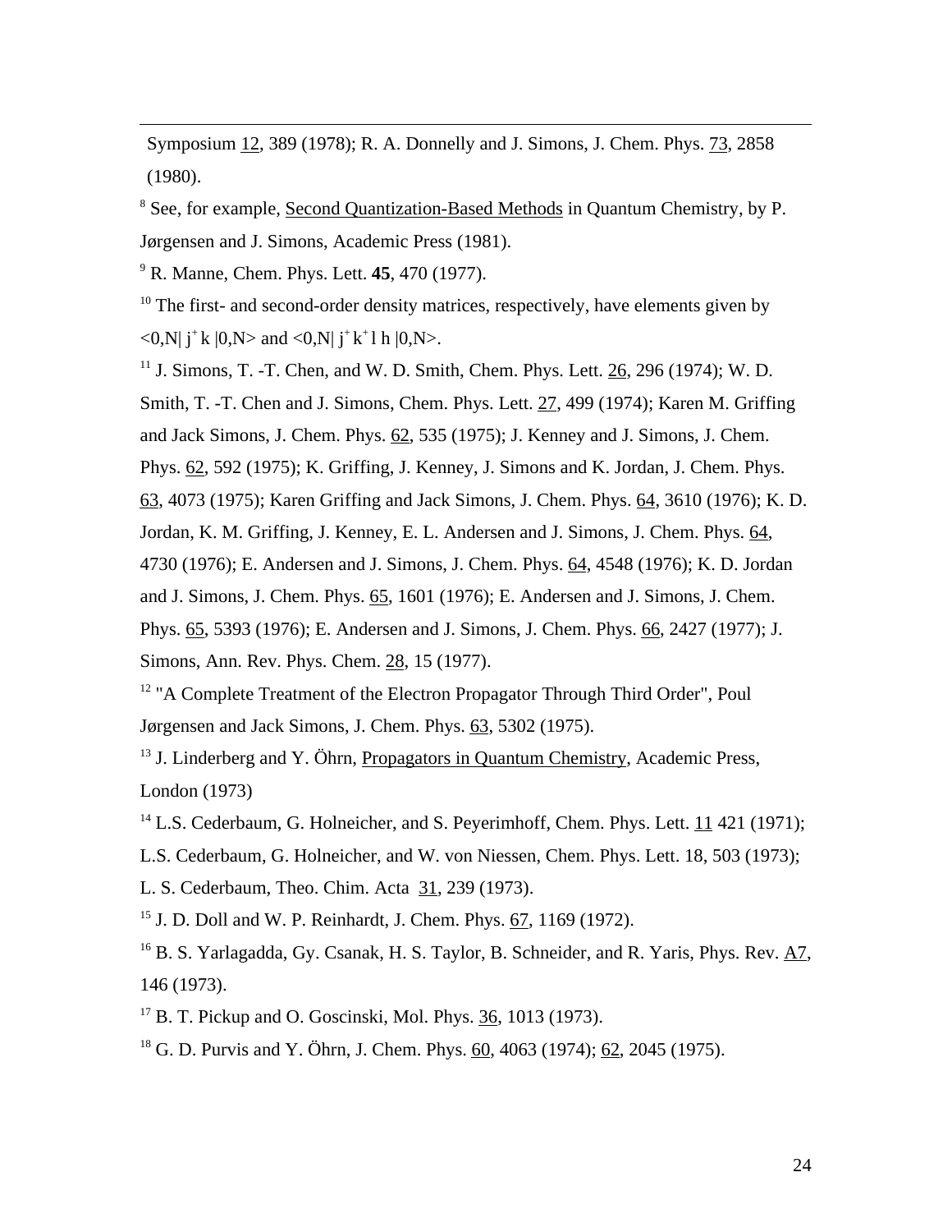Symposium 12, 389 (1978); R. A. Donnelly and J. Simons, J. Chem. Phys. 73, 2858 (1980).

[8] See, for example, Second Quantization-Based Methods in Quantum Chemistry, by P. Jørgensen and J. Simons, Academic Press (1981).

[9] R. Manne, Chem. Phys. Lett. **45**, 470 (1977).

[10] The first- and second-order density matrices, respectively, have elements given by $<0,N| j^+ k |0,N>$ and $<0,N| j^+ k^+ l h |0,N>$.

[11] J. Simons, T. -T. Chen, and W. D. Smith, Chem. Phys. Lett. 26, 296 (1974); W. D. Smith, T. -T. Chen and J. Simons, Chem. Phys. Lett. 27, 499 (1974); Karen M. Griffing and Jack Simons, J. Chem. Phys. 62, 535 (1975); J. Kenney and J. Simons, J. Chem. Phys. 62, 592 (1975); K. Griffing, J. Kenney, J. Simons and K. Jordan, J. Chem. Phys. 63, 4073 (1975); Karen Griffing and Jack Simons, J. Chem. Phys. 64, 3610 (1976); K. D. Jordan, K. M. Griffing, J. Kenney, E. L. Andersen and J. Simons, J. Chem. Phys. 64, 4730 (1976); E. Andersen and J. Simons, J. Chem. Phys. 64, 4548 (1976); K. D. Jordan and J. Simons, J. Chem. Phys. 65, 1601 (1976); E. Andersen and J. Simons, J. Chem. Phys. 65, 5393 (1976); E. Andersen and J. Simons, J. Chem. Phys. 66, 2427 (1977); J. Simons, Ann. Rev. Phys. Chem. 28, 15 (1977).

[12] "A Complete Treatment of the Electron Propagator Through Third Order", Poul Jørgensen and Jack Simons, J. Chem. Phys. 63, 5302 (1975).

[13] J. Linderberg and Y. Öhrn, Propagators in Quantum Chemistry, Academic Press, London (1973)

[14] L.S. Cederbaum, G. Holneicher, and S. Peyerimhoff, Chem. Phys. Lett. 11 421 (1971); L.S. Cederbaum, G. Holneicher, and W. von Niessen, Chem. Phys. Lett. 18, 503 (1973); L. S. Cederbaum, Theo. Chim. Acta 31, 239 (1973).

[15] J. D. Doll and W. P. Reinhardt, J. Chem. Phys. 67, 1169 (1972).

[16] B. S. Yarlagadda, Gy. Csanak, H. S. Taylor, B. Schneider, and R. Yaris, Phys. Rev. A7, 146 (1973).

[17] B. T. Pickup and O. Goscinski, Mol. Phys. 36, 1013 (1973).

[18] G. D. Purvis and Y. Öhrn, J. Chem. Phys. 60, 4063 (1974); 62, 2045 (1975).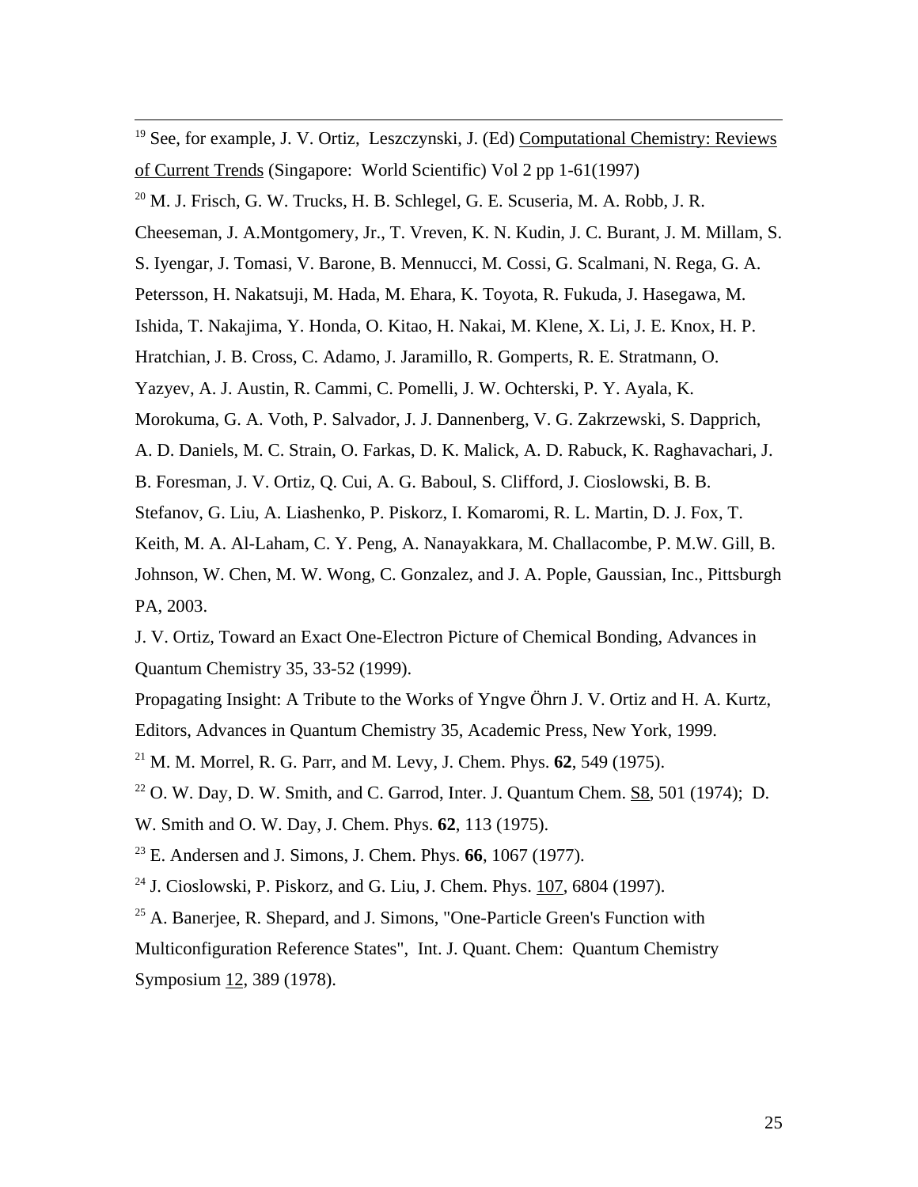[19] See, for example, J. V. Ortiz, Leszczynski, J. (Ed) Computational Chemistry: Reviews of Current Trends (Singapore: World Scientific) Vol 2 pp 1-61(1997)

[20] M. J. Frisch, G. W. Trucks, H. B. Schlegel, G. E. Scuseria, M. A. Robb, J. R. Cheeseman, J. A.Montgomery, Jr., T. Vreven, K. N. Kudin, J. C. Burant, J. M. Millam, S. S. Iyengar, J. Tomasi, V. Barone, B. Mennucci, M. Cossi, G. Scalmani, N. Rega, G. A. Petersson, H. Nakatsuji, M. Hada, M. Ehara, K. Toyota, R. Fukuda, J. Hasegawa, M. Ishida, T. Nakajima, Y. Honda, O. Kitao, H. Nakai, M. Klene, X. Li, J. E. Knox, H. P. Hratchian, J. B. Cross, C. Adamo, J. Jaramillo, R. Gomperts, R. E. Stratmann, O. Yazyev, A. J. Austin, R. Cammi, C. Pomelli, J. W. Ochterski, P. Y. Ayala, K. Morokuma, G. A. Voth, P. Salvador, J. J. Dannenberg, V. G. Zakrzewski, S. Dapprich, A. D. Daniels, M. C. Strain, O. Farkas, D. K. Malick, A. D. Rabuck, K. Raghavachari, J. B. Foresman, J. V. Ortiz, Q. Cui, A. G. Baboul, S. Clifford, J. Cioslowski, B. B. Stefanov, G. Liu, A. Liashenko, P. Piskorz, I. Komaromi, R. L. Martin, D. J. Fox, T. Keith, M. A. Al-Laham, C. Y. Peng, A. Nanayakkara, M. Challacombe, P. M.W. Gill, B. Johnson, W. Chen, M. W. Wong, C. Gonzalez, and J. A. Pople, Gaussian, Inc., Pittsburgh PA, 2003.

J. V. Ortiz, Toward an Exact One-Electron Picture of Chemical Bonding, Advances in Quantum Chemistry 35, 33-52 (1999).

Propagating Insight: A Tribute to the Works of Yngve Öhrn J. V. Ortiz and H. A. Kurtz, Editors, Advances in Quantum Chemistry 35, Academic Press, New York, 1999.

[21] M. M. Morrel, R. G. Parr, and M. Levy, J. Chem. Phys. **62**, 549 (1975).

[22] O. W. Day, D. W. Smith, and C. Garrod, Inter. J. Quantum Chem. S8, 501 (1974); D. W. Smith and O. W. Day, J. Chem. Phys. **62**, 113 (1975).

[23] E. Andersen and J. Simons, J. Chem. Phys. **66**, 1067 (1977).

[24] J. Cioslowski, P. Piskorz, and G. Liu, J. Chem. Phys. 107, 6804 (1997).

[25] A. Banerjee, R. Shepard, and J. Simons, "One-Particle Green's Function with Multiconfiguration Reference States", Int. J. Quant. Chem: Quantum Chemistry Symposium 12, 389 (1978).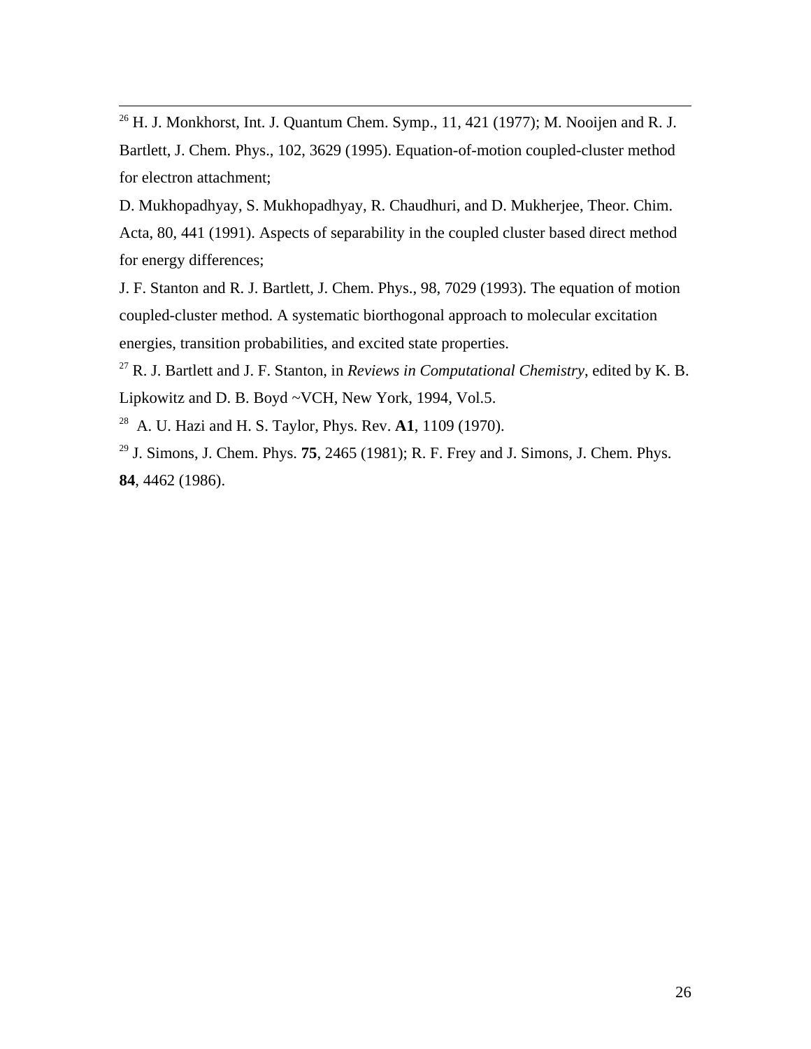[26] H. J. Monkhorst, Int. J. Quantum Chem. Symp., 11, 421 (1977); M. Nooijen and R. J. Bartlett, J. Chem. Phys., 102, 3629 (1995). Equation-of-motion coupled-cluster method for electron attachment;

D. Mukhopadhyay, S. Mukhopadhyay, R. Chaudhuri, and D. Mukherjee, Theor. Chim. Acta, 80, 441 (1991). Aspects of separability in the coupled cluster based direct method for energy differences;

J. F. Stanton and R. J. Bartlett, J. Chem. Phys., 98, 7029 (1993). The equation of motion coupled-cluster method. A systematic biorthogonal approach to molecular excitation energies, transition probabilities, and excited state properties.

[27] R. J. Bartlett and J. F. Stanton, in *Reviews in Computational Chemistry*, edited by K. B. Lipkowitz and D. B. Boyd ~VCH, New York, 1994, Vol.5.

[28] A. U. Hazi and H. S. Taylor, Phys. Rev. **A1**, 1109 (1970).

[29] J. Simons, J. Chem. Phys. **75**, 2465 (1981); R. F. Frey and J. Simons, J. Chem. Phys. **84**, 4462 (1986).